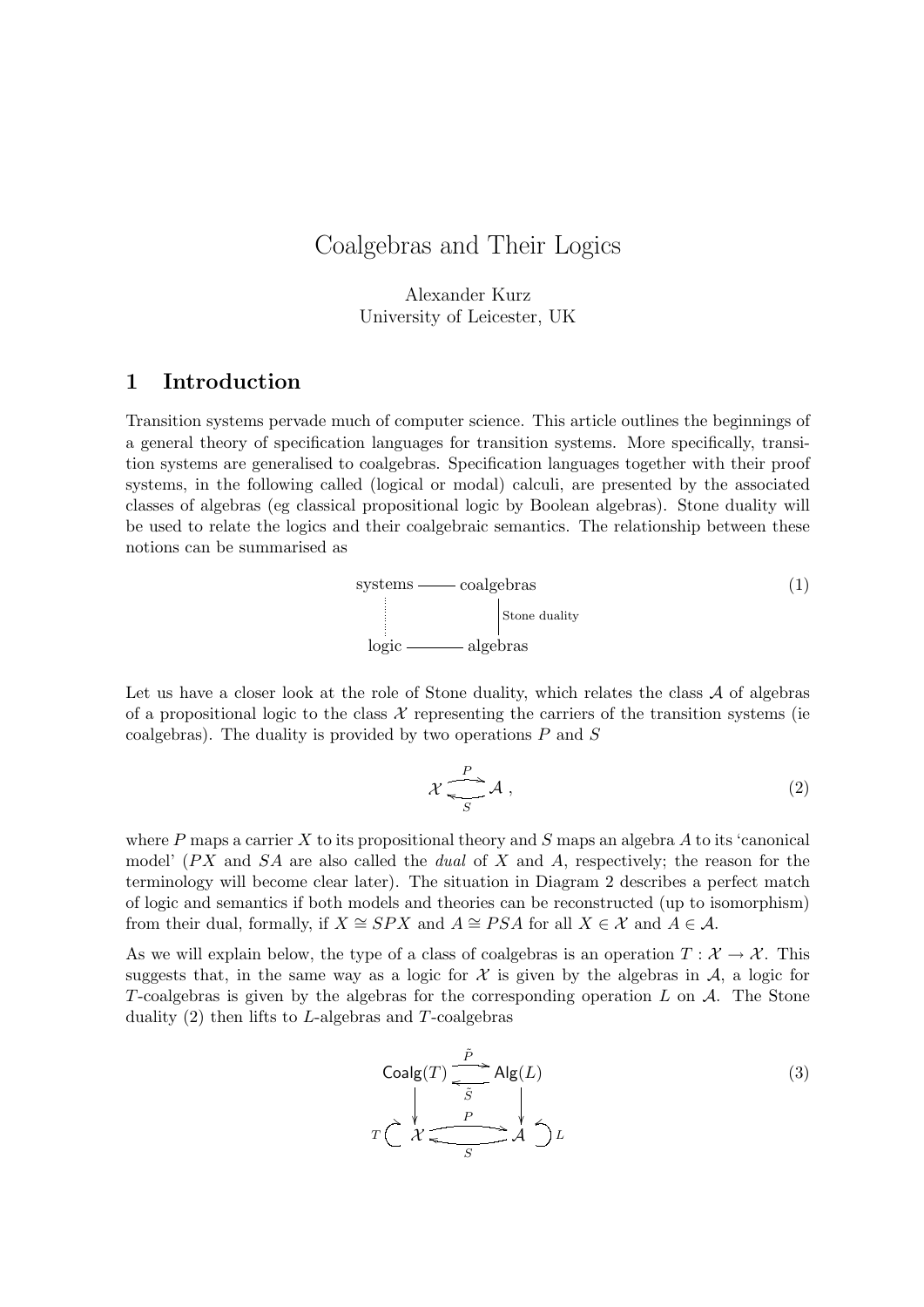# Coalgebras and Their Logics

Alexander Kurz
University of Leicester, UK

## 1 Introduction

Transition systems pervade much of computer science. This article outlines the beginnings of a general theory of specification languages for transition systems. More specifically, transition systems are generalised to coalgebras. Specification languages together with their proof systems, in the following called (logical or modal) calculi, are presented by the associated classes of algebras (eg classical propositional logic by Boolean algebras). Stone duality will be used to relate the logics and their coalgebraic semantics. The relationship between these notions can be summarised as

$$
\begin{array}{ccc}
\text{systems} & \text{———} & \text{coalgebras} \\
\vdots & & \Big| \text{ Stone duality} \\
\text{logic} & \text{———} & \text{algebras}
\end{array}
\tag{1}
$$

Let us have a closer look at the role of Stone duality, which relates the class $\mathcal{A}$ of algebras of a propositional logic to the class $\mathcal{X}$ representing the carriers of the transition systems (ie coalgebras). The duality is provided by two operations $P$ and $S$

$$
\mathcal{X} \underset{S}{\overset{P}{\rightleftarrows}} \mathcal{A}\ ,
\tag{2}
$$

where $P$ maps a carrier $X$ to its propositional theory and $S$ maps an algebra $A$ to its 'canonical model' ($PX$ and $SA$ are also called the *dual* of $X$ and $A$, respectively; the reason for the terminology will become clear later). The situation in Diagram 2 describes a perfect match of logic and semantics if both models and theories can be reconstructed (up to isomorphism) from their dual, formally, if $X \cong SPX$ and $A \cong PSA$ for all $X \in \mathcal{X}$ and $A \in \mathcal{A}$.

As we will explain below, the type of a class of coalgebras is an operation $T : \mathcal{X} \to \mathcal{X}$. This suggests that, in the same way as a logic for $\mathcal{X}$ is given by the algebras in $\mathcal{A}$, a logic for $T$-coalgebras is given by the algebras for the corresponding operation $L$ on $\mathcal{A}$. The Stone duality (2) then lifts to $L$-algebras and $T$-coalgebras

$$
\begin{array}{ccc}
\mathsf{Coalg}(T) & \underset{\tilde{S}}{\overset{\tilde{P}}{\rightleftarrows}} & \mathsf{Alg}(L) \\
\downarrow & & \downarrow \\
T \circlearrowright \mathcal{X} & \underset{S}{\overset{P}{\rightleftarrows}} & \mathcal{A} \circlearrowleft L
\end{array}
\tag{3}
$$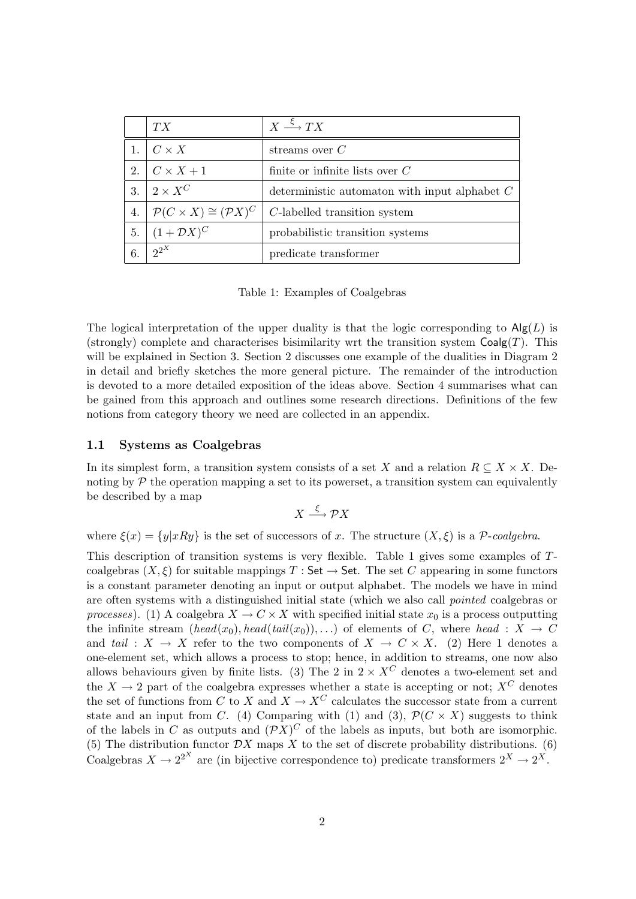| | $TX$ | $X \xrightarrow{\xi} TX$ |
|---|---|---|
| 1. | $C \times X$ | streams over $C$ |
| 2. | $C \times X + 1$ | finite or infinite lists over $C$ |
| 3. | $2 \times X^C$ | deterministic automaton with input alphabet $C$ |
| 4. | $\mathcal{P}(C \times X) \cong (\mathcal{P}X)^C$ | $C$-labelled transition system |
| 5. | $(1 + \mathcal{D}X)^C$ | probabilistic transition systems |
| 6. | $2^{2^X}$ | predicate transformer |

Table 1: Examples of Coalgebras

The logical interpretation of the upper duality is that the logic corresponding to $\mathsf{Alg}(L)$ is (strongly) complete and characterises bisimilarity wrt the transition system $\mathsf{Coalg}(T)$. This will be explained in Section 3. Section 2 discusses one example of the dualities in Diagram 2 in detail and briefly sketches the more general picture. The remainder of the introduction is devoted to a more detailed exposition of the ideas above. Section 4 summarises what can be gained from this approach and outlines some research directions. Definitions of the few notions from category theory we need are collected in an appendix.

### 1.1 Systems as Coalgebras

In its simplest form, a transition system consists of a set $X$ and a relation $R \subseteq X \times X$. Denoting by $\mathcal{P}$ the operation mapping a set to its powerset, a transition system can equivalently be described by a map

$$X \xrightarrow{\xi} \mathcal{P}X$$

where $\xi(x) = \{y | xRy\}$ is the set of successors of $x$. The structure $(X, \xi)$ is a $\mathcal{P}$-*coalgebra*.

This description of transition systems is very flexible. Table 1 gives some examples of $T$-coalgebras $(X, \xi)$ for suitable mappings $T : \mathsf{Set} \to \mathsf{Set}$. The set $C$ appearing in some functors is a constant parameter denoting an input or output alphabet. The models we have in mind are often systems with a distinguished initial state (which we also call *pointed* coalgebras or *processes*). (1) A coalgebra $X \to C \times X$ with specified initial state $x_0$ is a process outputting the infinite stream $(head(x_0), head(tail(x_0)), \ldots)$ of elements of $C$, where $head : X \to C$ and $tail : X \to X$ refer to the two components of $X \to C \times X$. (2) Here 1 denotes a one-element set, which allows a process to stop; hence, in addition to streams, one now also allows behaviours given by finite lists. (3) The 2 in $2 \times X^C$ denotes a two-element set and the $X \to 2$ part of the coalgebra expresses whether a state is accepting or not; $X^C$ denotes the set of functions from $C$ to $X$ and $X \to X^C$ calculates the successor state from a current state and an input from $C$. (4) Comparing with (1) and (3), $\mathcal{P}(C \times X)$ suggests to think of the labels in $C$ as outputs and $(\mathcal{P}X)^C$ of the labels as inputs, but both are isomorphic. (5) The distribution functor $\mathcal{D}X$ maps $X$ to the set of discrete probability distributions. (6) Coalgebras $X \to 2^{2^X}$ are (in bijective correspondence to) predicate transformers $2^X \to 2^X$.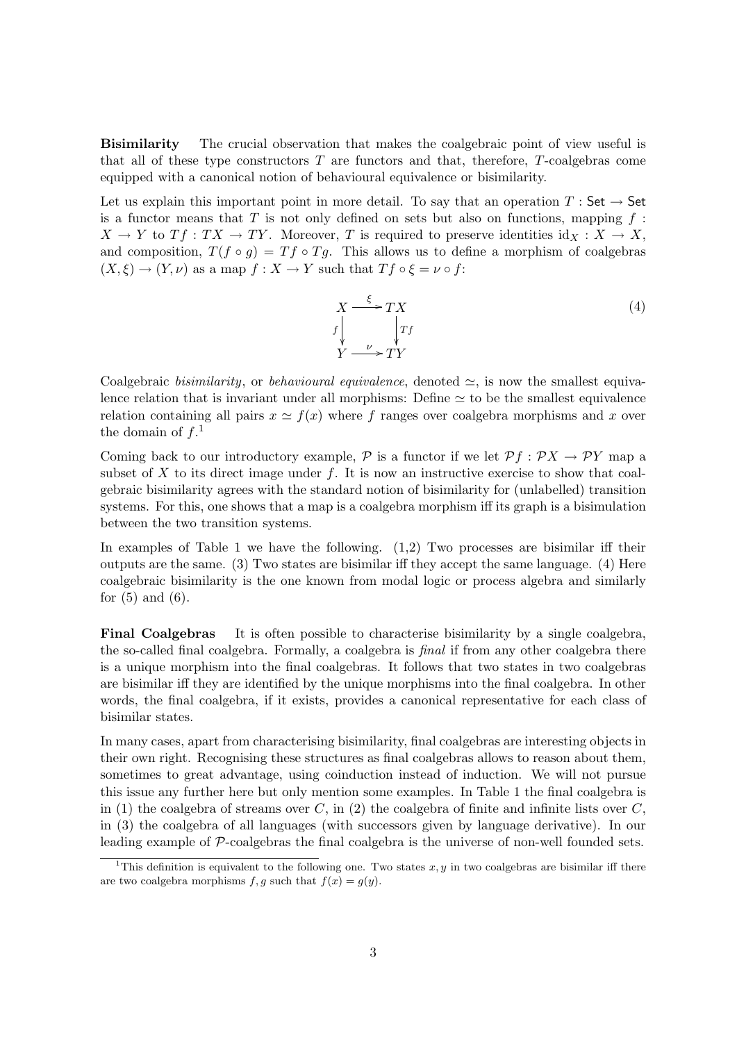**Bisimilarity** The crucial observation that makes the coalgebraic point of view useful is that all of these type constructors $T$ are functors and that, therefore, $T$-coalgebras come equipped with a canonical notion of behavioural equivalence or bisimilarity.

Let us explain this important point in more detail. To say that an operation $T : \mathsf{Set} \to \mathsf{Set}$ is a functor means that $T$ is not only defined on sets but also on functions, mapping $f : X \to Y$ to $Tf : TX \to TY$. Moreover, $T$ is required to preserve identities $\mathrm{id}_X : X \to X$, and composition, $T(f \circ g) = Tf \circ Tg$. This allows us to define a morphism of coalgebras $(X, \xi) \to (Y, \nu)$ as a map $f : X \to Y$ such that $Tf \circ \xi = \nu \circ f$:

$$\begin{array}{ccc} X & \xrightarrow{\xi} & TX \\ {\scriptstyle f}\downarrow & & \downarrow{\scriptstyle Tf} \\ Y & \xrightarrow{\nu} & TY \end{array} \tag{4}$$

Coalgebraic *bisimilarity*, or *behavioural equivalence*, denoted $\simeq$, is now the smallest equivalence relation that is invariant under all morphisms: Define $\simeq$ to be the smallest equivalence relation containing all pairs $x \simeq f(x)$ where $f$ ranges over coalgebra morphisms and $x$ over the domain of $f$.[1]

Coming back to our introductory example, $\mathcal{P}$ is a functor if we let $\mathcal{P}f : \mathcal{P}X \to \mathcal{P}Y$ map a subset of $X$ to its direct image under $f$. It is now an instructive exercise to show that coalgebraic bisimilarity agrees with the standard notion of bisimilarity for (unlabelled) transition systems. For this, one shows that a map is a coalgebra morphism iff its graph is a bisimulation between the two transition systems.

In examples of Table 1 we have the following. (1,2) Two processes are bisimilar iff their outputs are the same. (3) Two states are bisimilar iff they accept the same language. (4) Here coalgebraic bisimilarity is the one known from modal logic or process algebra and similarly for (5) and (6).

**Final Coalgebras** It is often possible to characterise bisimilarity by a single coalgebra, the so-called final coalgebra. Formally, a coalgebra is *final* if from any other coalgebra there is a unique morphism into the final coalgebras. It follows that two states in two coalgebras are bisimilar iff they are identified by the unique morphisms into the final coalgebra. In other words, the final coalgebra, if it exists, provides a canonical representative for each class of bisimilar states.

In many cases, apart from characterising bisimilarity, final coalgebras are interesting objects in their own right. Recognising these structures as final coalgebras allows to reason about them, sometimes to great advantage, using coinduction instead of induction. We will not pursue this issue any further here but only mention some examples. In Table 1 the final coalgebra is in (1) the coalgebra of streams over $C$, in (2) the coalgebra of finite and infinite lists over $C$, in (3) the coalgebra of all languages (with successors given by language derivative). In our leading example of $\mathcal{P}$-coalgebras the final coalgebra is the universe of non-well founded sets.

[1] This definition is equivalent to the following one. Two states $x, y$ in two coalgebras are bisimilar iff there are two coalgebra morphisms $f, g$ such that $f(x) = g(y)$.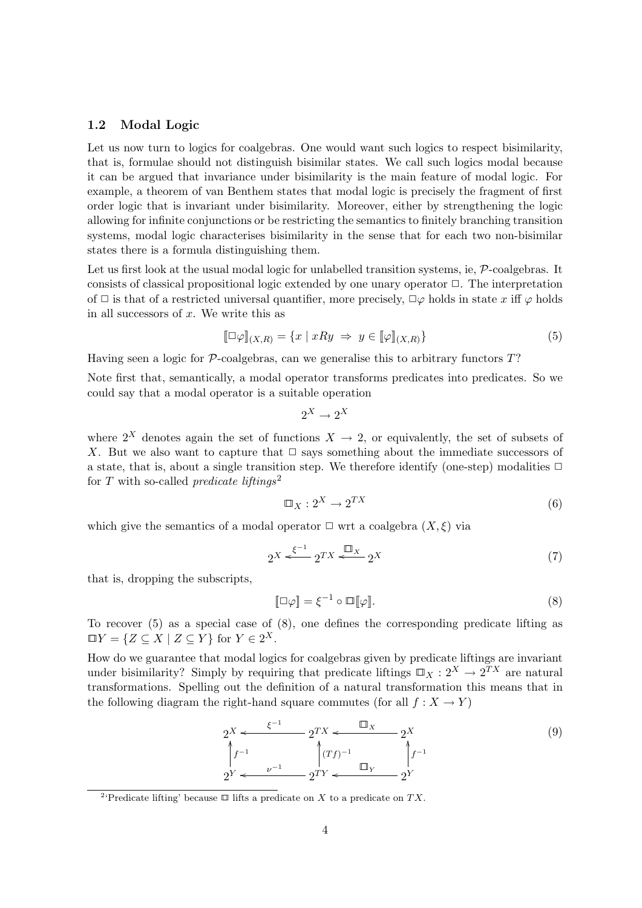### 1.2 Modal Logic

Let us now turn to logics for coalgebras. One would want such logics to respect bisimilarity, that is, formulae should not distinguish bisimilar states. We call such logics modal because it can be argued that invariance under bisimilarity is the main feature of modal logic. For example, a theorem of van Benthem states that modal logic is precisely the fragment of first order logic that is invariant under bisimilarity. Moreover, either by strengthening the logic allowing for infinite conjunctions or be restricting the semantics to finitely branching transition systems, modal logic characterises bisimilarity in the sense that for each two non-bisimilar states there is a formula distinguishing them.

Let us first look at the usual modal logic for unlabelled transition systems, ie, $\mathcal{P}$-coalgebras. It consists of classical propositional logic extended by one unary operator $\Box$. The interpretation of $\Box$ is that of a restricted universal quantifier, more precisely, $\Box\varphi$ holds in state $x$ iff $\varphi$ holds in all successors of $x$. We write this as

$$[\![\Box\varphi]\!]_{(X,R)} = \{x \mid xRy \Rightarrow y \in [\![\varphi]\!]_{(X,R)}\} \tag{5}$$

Having seen a logic for $\mathcal{P}$-coalgebras, can we generalise this to arbitrary functors $T$?

Note first that, semantically, a modal operator transforms predicates into predicates. So we could say that a modal operator is a suitable operation

$$2^X \to 2^X$$

where $2^X$ denotes again the set of functions $X \to 2$, or equivalently, the set of subsets of $X$. But we also want to capture that $\Box$ says something about the immediate successors of a state, that is, about a single transition step. We therefore identify (one-step) modalities $\Box$ for $T$ with so-called *predicate liftings*[2]

$$\boxed{\Box}_X : 2^X \to 2^{TX} \tag{6}$$

which give the semantics of a modal operator $\Box$ wrt a coalgebra $(X, \xi)$ via

$$2^X \xleftarrow{\xi^{-1}} 2^{TX} \xleftarrow{\boxed{\Box}_X} 2^X \tag{7}$$

that is, dropping the subscripts,

$$[\![\Box\varphi]\!] = \xi^{-1} \circ \boxed{\Box}[\![\varphi]\!]. \tag{8}$$

To recover (5) as a special case of (8), one defines the corresponding predicate lifting as $\boxed{\Box}Y = \{Z \subseteq X \mid Z \subseteq Y\}$ for $Y \in 2^X$.

How do we guarantee that modal logics for coalgebras given by predicate liftings are invariant under bisimilarity? Simply by requiring that predicate liftings $\boxed{\Box}_X : 2^X \to 2^{TX}$ are natural transformations. Spelling out the definition of a natural transformation this means that in the following diagram the right-hand square commutes (for all $f : X \to Y$)

$$\begin{array}{ccccc}
2^X & \xleftarrow{\xi^{-1}} & 2^{TX} & \xleftarrow{\boxed{\Box}_X} & 2^X \\
\uparrow{\scriptstyle f^{-1}} & & \uparrow{\scriptstyle (Tf)^{-1}} & & \uparrow{\scriptstyle f^{-1}} \\
2^Y & \xleftarrow{\nu^{-1}} & 2^{TY} & \xleftarrow{\boxed{\Box}_Y} & 2^Y
\end{array} \tag{9}$$

[2] 'Predicate lifting' because $\boxed{\Box}$ lifts a predicate on $X$ to a predicate on $TX$.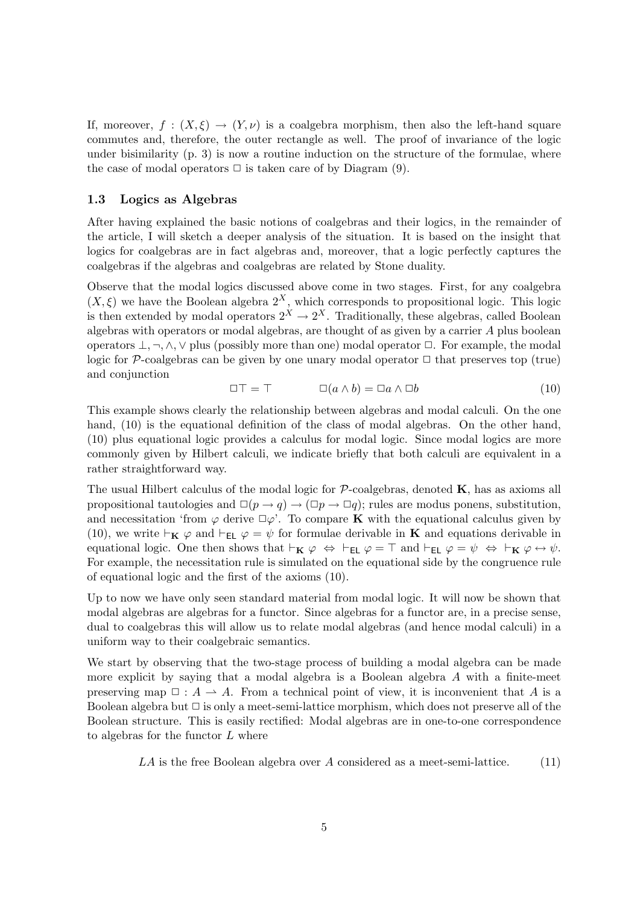If, moreover, $f : (X, \xi) \to (Y, \nu)$ is a coalgebra morphism, then also the left-hand square commutes and, therefore, the outer rectangle as well. The proof of invariance of the logic under bisimilarity (p. 3) is now a routine induction on the structure of the formulae, where the case of modal operators $\Box$ is taken care of by Diagram (9).

### 1.3 Logics as Algebras

After having explained the basic notions of coalgebras and their logics, in the remainder of the article, I will sketch a deeper analysis of the situation. It is based on the insight that logics for coalgebras are in fact algebras and, moreover, that a logic perfectly captures the coalgebras if the algebras and coalgebras are related by Stone duality.

Observe that the modal logics discussed above come in two stages. First, for any coalgebra $(X, \xi)$ we have the Boolean algebra $2^X$, which corresponds to propositional logic. This logic is then extended by modal operators $2^X \to 2^X$. Traditionally, these algebras, called Boolean algebras with operators or modal algebras, are thought of as given by a carrier $A$ plus boolean operators $\bot, \neg, \wedge, \vee$ plus (possibly more than one) modal operator $\Box$. For example, the modal logic for $\mathcal{P}$-coalgebras can be given by one unary modal operator $\Box$ that preserves top (true) and conjunction

$$\Box\top = \top \qquad\qquad \Box(a \wedge b) = \Box a \wedge \Box b \tag{10}$$

This example shows clearly the relationship between algebras and modal calculi. On the one hand, (10) is the equational definition of the class of modal algebras. On the other hand, (10) plus equational logic provides a calculus for modal logic. Since modal logics are more commonly given by Hilbert calculi, we indicate briefly that both calculi are equivalent in a rather straightforward way.

The usual Hilbert calculus of the modal logic for $\mathcal{P}$-coalgebras, denoted $\mathbf{K}$, has as axioms all propositional tautologies and $\Box(p \to q) \to (\Box p \to \Box q)$; rules are modus ponens, substitution, and necessitation 'from $\varphi$ derive $\Box\varphi$'. To compare $\mathbf{K}$ with the equational calculus given by (10), we write $\vdash_{\mathbf{K}} \varphi$ and $\vdash_{\mathsf{EL}} \varphi = \psi$ for formulae derivable in $\mathbf{K}$ and equations derivable in equational logic. One then shows that $\vdash_{\mathbf{K}} \varphi \iff \vdash_{\mathsf{EL}} \varphi = \top$ and $\vdash_{\mathsf{EL}} \varphi = \psi \iff \vdash_{\mathbf{K}} \varphi \leftrightarrow \psi$. For example, the necessitation rule is simulated on the equational side by the congruence rule of equational logic and the first of the axioms (10).

Up to now we have only seen standard material from modal logic. It will now be shown that modal algebras are algebras for a functor. Since algebras for a functor are, in a precise sense, dual to coalgebras this will allow us to relate modal algebras (and hence modal calculi) in a uniform way to their coalgebraic semantics.

We start by observing that the two-stage process of building a modal algebra can be made more explicit by saying that a modal algebra is a Boolean algebra $A$ with a finite-meet preserving map $\Box : A \rightharpoonup A$. From a technical point of view, it is inconvenient that $A$ is a Boolean algebra but $\Box$ is only a meet-semi-lattice morphism, which does not preserve all of the Boolean structure. This is easily rectified: Modal algebras are in one-to-one correspondence to algebras for the functor $L$ where

$$LA \text{ is the free Boolean algebra over } A \text{ considered as a meet-semi-lattice.} \tag{11}$$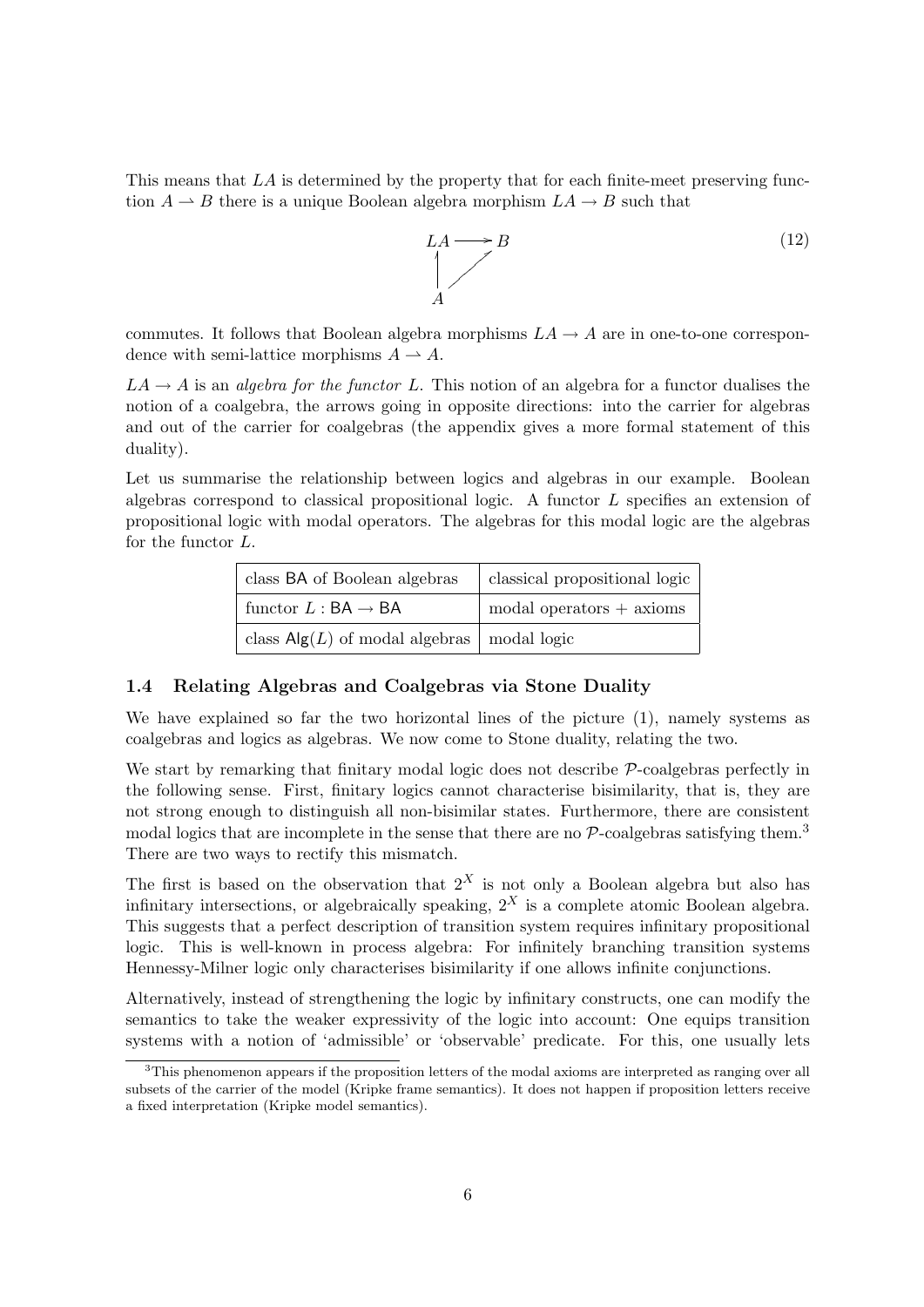This means that $LA$ is determined by the property that for each finite-meet preserving function $A \rightharpoonup B$ there is a unique Boolean algebra morphism $LA \to B$ such that

$$
\begin{array}{ccc}
LA & \longrightarrow & B \\
\uparrow & \nearrow & \\
A & &
\end{array}
\tag{12}
$$

commutes. It follows that Boolean algebra morphisms $LA \to A$ are in one-to-one correspondence with semi-lattice morphisms $A \rightharpoonup A$.

$LA \to A$ is an *algebra for the functor L*. This notion of an algebra for a functor dualises the notion of a coalgebra, the arrows going in opposite directions: into the carrier for algebras and out of the carrier for coalgebras (the appendix gives a more formal statement of this duality).

Let us summarise the relationship between logics and algebras in our example. Boolean algebras correspond to classical propositional logic. A functor $L$ specifies an extension of propositional logic with modal operators. The algebras for this modal logic are the algebras for the functor $L$.

| class $\mathsf{BA}$ of Boolean algebras | classical propositional logic |
|---|---|
| functor $L : \mathsf{BA} \to \mathsf{BA}$ | modal operators + axioms |
| class $\mathsf{Alg}(L)$ of modal algebras | modal logic |

### 1.4 Relating Algebras and Coalgebras via Stone Duality

We have explained so far the two horizontal lines of the picture (1), namely systems as coalgebras and logics as algebras. We now come to Stone duality, relating the two.

We start by remarking that finitary modal logic does not describe $\mathcal{P}$-coalgebras perfectly in the following sense. First, finitary logics cannot characterise bisimilarity, that is, they are not strong enough to distinguish all non-bisimilar states. Furthermore, there are consistent modal logics that are incomplete in the sense that there are no $\mathcal{P}$-coalgebras satisfying them.[3] There are two ways to rectify this mismatch.

The first is based on the observation that $2^X$ is not only a Boolean algebra but also has infinitary intersections, or algebraically speaking, $2^X$ is a complete atomic Boolean algebra. This suggests that a perfect description of transition system requires infinitary propositional logic. This is well-known in process algebra: For infinitely branching transition systems Hennessy-Milner logic only characterises bisimilarity if one allows infinite conjunctions.

Alternatively, instead of strengthening the logic by infinitary constructs, one can modify the semantics to take the weaker expressivity of the logic into account: One equips transition systems with a notion of 'admissible' or 'observable' predicate. For this, one usually lets

[3] This phenomenon appears if the proposition letters of the modal axioms are interpreted as ranging over all subsets of the carrier of the model (Kripke frame semantics). It does not happen if proposition letters receive a fixed interpretation (Kripke model semantics).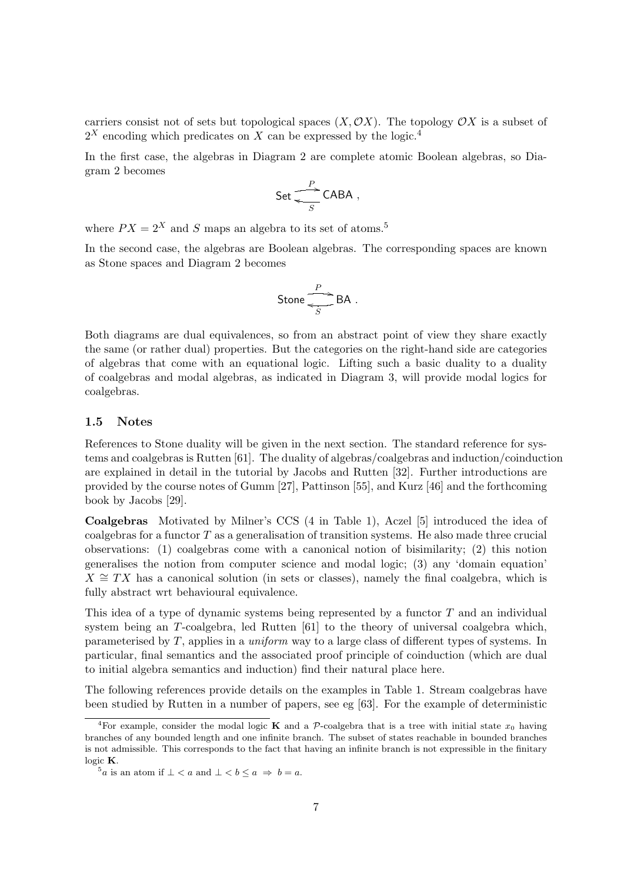carriers consist not of sets but topological spaces $(X, \mathcal{O}X)$. The topology $\mathcal{O}X$ is a subset of $2^X$ encoding which predicates on $X$ can be expressed by the logic.[4]

In the first case, the algebras in Diagram 2 are complete atomic Boolean algebras, so Diagram 2 becomes

$$\mathsf{Set} \underset{S}{\overset{P}{\rightleftarrows}} \mathsf{CABA}\ ,$$

where $PX = 2^X$ and $S$ maps an algebra to its set of atoms.[5]

In the second case, the algebras are Boolean algebras. The corresponding spaces are known as Stone spaces and Diagram 2 becomes

$$\mathsf{Stone} \underset{S}{\overset{P}{\rightleftarrows}} \mathsf{BA}\ .$$

Both diagrams are dual equivalences, so from an abstract point of view they share exactly the same (or rather dual) properties. But the categories on the right-hand side are categories of algebras that come with an equational logic. Lifting such a basic duality to a duality of coalgebras and modal algebras, as indicated in Diagram 3, will provide modal logics for coalgebras.

### 1.5 Notes

References to Stone duality will be given in the next section. The standard reference for systems and coalgebras is Rutten [61]. The duality of algebras/coalgebras and induction/coinduction are explained in detail in the tutorial by Jacobs and Rutten [32]. Further introductions are provided by the course notes of Gumm [27], Pattinson [55], and Kurz [46] and the forthcoming book by Jacobs [29].

**Coalgebras** Motivated by Milner's CCS (4 in Table 1), Aczel [5] introduced the idea of coalgebras for a functor $T$ as a generalisation of transition systems. He also made three crucial observations: (1) coalgebras come with a canonical notion of bisimilarity; (2) this notion generalises the notion from computer science and modal logic; (3) any 'domain equation' $X \cong TX$ has a canonical solution (in sets or classes), namely the final coalgebra, which is fully abstract wrt behavioural equivalence.

This idea of a type of dynamic systems being represented by a functor $T$ and an individual system being an $T$-coalgebra, led Rutten [61] to the theory of universal coalgebra which, parameterised by $T$, applies in a *uniform* way to a large class of different types of systems. In particular, final semantics and the associated proof principle of coinduction (which are dual to initial algebra semantics and induction) find their natural place here.

The following references provide details on the examples in Table 1. Stream coalgebras have been studied by Rutten in a number of papers, see eg [63]. For the example of deterministic

---

[4] For example, consider the modal logic $\mathbf{K}$ and a $\mathcal{P}$-coalgebra that is a tree with initial state $x_0$ having branches of any bounded length and one infinite branch. The subset of states reachable in bounded branches is not admissible. This corresponds to the fact that having an infinite branch is not expressible in the finitary logic $\mathbf{K}$.

[5] $a$ is an atom if $\bot < a$ and $\bot < b \leq a \Rightarrow b = a$.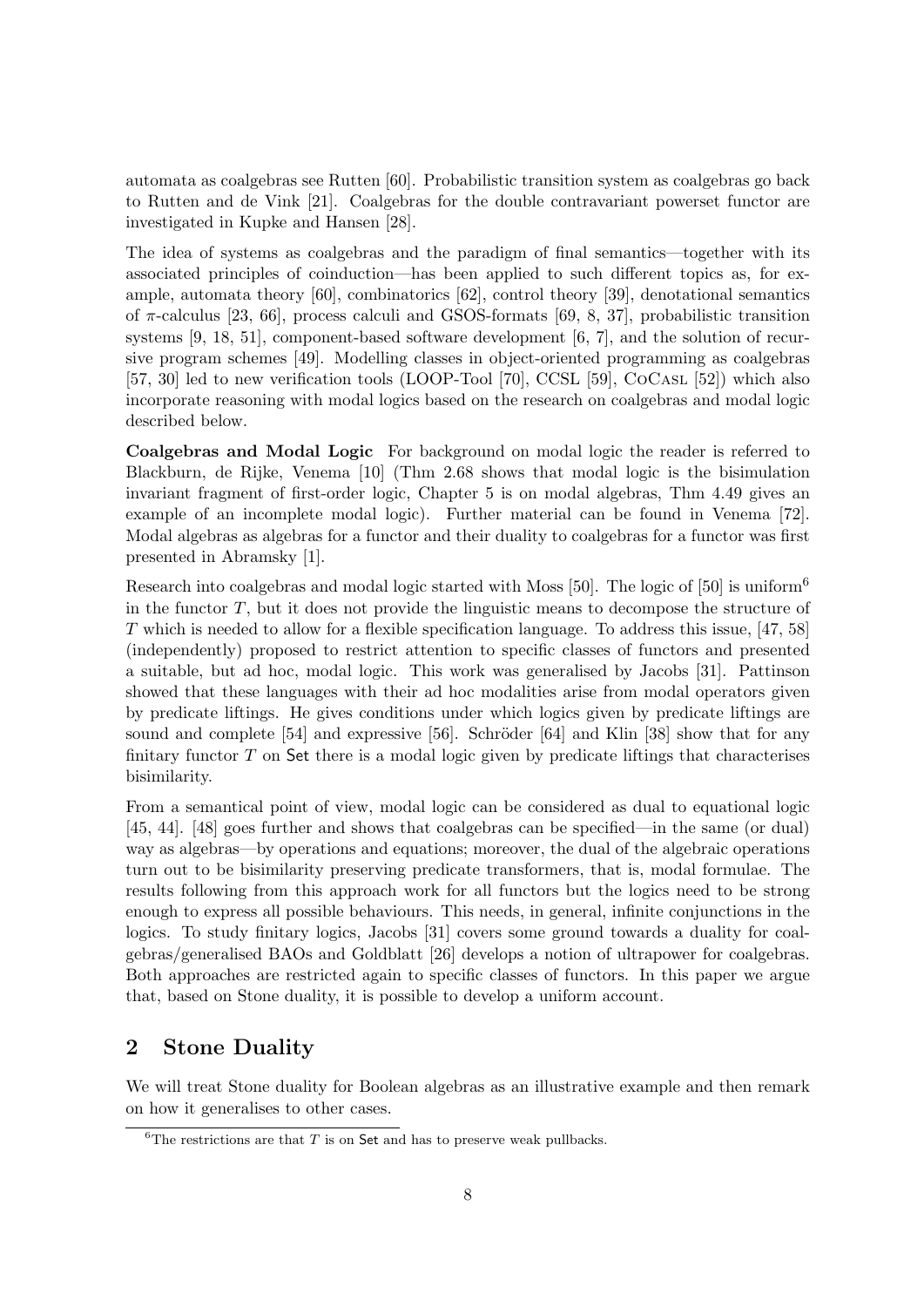automata as coalgebras see Rutten [60]. Probabilistic transition system as coalgebras go back to Rutten and de Vink [21]. Coalgebras for the double contravariant powerset functor are investigated in Kupke and Hansen [28].

The idea of systems as coalgebras and the paradigm of final semantics—together with its associated principles of coinduction—has been applied to such different topics as, for example, automata theory [60], combinatorics [62], control theory [39], denotational semantics of $\pi$-calculus [23, 66], process calculi and GSOS-formats [69, 8, 37], probabilistic transition systems [9, 18, 51], component-based software development [6, 7], and the solution of recursive program schemes [49]. Modelling classes in object-oriented programming as coalgebras [57, 30] led to new verification tools (LOOP-Tool [70], CCSL [59], CoCasl [52]) which also incorporate reasoning with modal logics based on the research on coalgebras and modal logic described below.

**Coalgebras and Modal Logic** For background on modal logic the reader is referred to Blackburn, de Rijke, Venema [10] (Thm 2.68 shows that modal logic is the bisimulation invariant fragment of first-order logic, Chapter 5 is on modal algebras, Thm 4.49 gives an example of an incomplete modal logic). Further material can be found in Venema [72]. Modal algebras as algebras for a functor and their duality to coalgebras for a functor was first presented in Abramsky [1].

Research into coalgebras and modal logic started with Moss [50]. The logic of [50] is uniform[6] in the functor $T$, but it does not provide the linguistic means to decompose the structure of $T$ which is needed to allow for a flexible specification language. To address this issue, [47, 58] (independently) proposed to restrict attention to specific classes of functors and presented a suitable, but ad hoc, modal logic. This work was generalised by Jacobs [31]. Pattinson showed that these languages with their ad hoc modalities arise from modal operators given by predicate liftings. He gives conditions under which logics given by predicate liftings are sound and complete [54] and expressive [56]. Schröder [64] and Klin [38] show that for any finitary functor $T$ on $\mathsf{Set}$ there is a modal logic given by predicate liftings that characterises bisimilarity.

From a semantical point of view, modal logic can be considered as dual to equational logic [45, 44]. [48] goes further and shows that coalgebras can be specified—in the same (or dual) way as algebras—by operations and equations; moreover, the dual of the algebraic operations turn out to be bisimilarity preserving predicate transformers, that is, modal formulae. The results following from this approach work for all functors but the logics need to be strong enough to express all possible behaviours. This needs, in general, infinite conjunctions in the logics. To study finitary logics, Jacobs [31] covers some ground towards a duality for coalgebras/generalised BAOs and Goldblatt [26] develops a notion of ultrapower for coalgebras. Both approaches are restricted again to specific classes of functors. In this paper we argue that, based on Stone duality, it is possible to develop a uniform account.

## 2 Stone Duality

We will treat Stone duality for Boolean algebras as an illustrative example and then remark on how it generalises to other cases.

[6] The restrictions are that $T$ is on $\mathsf{Set}$ and has to preserve weak pullbacks.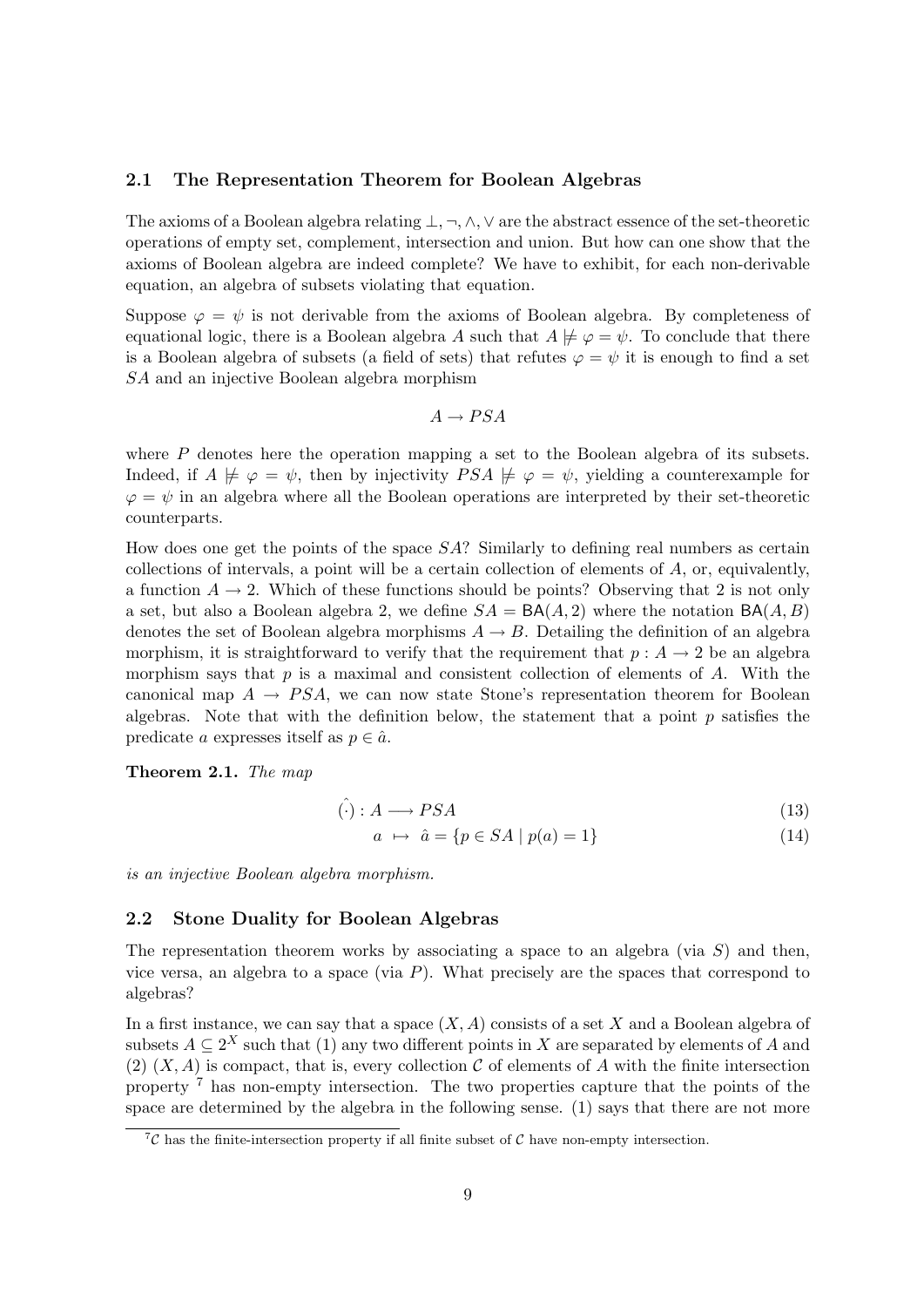### 2.1 The Representation Theorem for Boolean Algebras

The axioms of a Boolean algebra relating $\bot, \neg, \wedge, \vee$ are the abstract essence of the set-theoretic operations of empty set, complement, intersection and union. But how can one show that the axioms of Boolean algebra are indeed complete? We have to exhibit, for each non-derivable equation, an algebra of subsets violating that equation.

Suppose $\varphi = \psi$ is not derivable from the axioms of Boolean algebra. By completeness of equational logic, there is a Boolean algebra $A$ such that $A \not\models \varphi = \psi$. To conclude that there is a Boolean algebra of subsets (a field of sets) that refutes $\varphi = \psi$ it is enough to find a set $SA$ and an injective Boolean algebra morphism

$$A \to PSA$$

where $P$ denotes here the operation mapping a set to the Boolean algebra of its subsets. Indeed, if $A \not\models \varphi = \psi$, then by injectivity $PSA \not\models \varphi = \psi$, yielding a counterexample for $\varphi = \psi$ in an algebra where all the Boolean operations are interpreted by their set-theoretic counterparts.

How does one get the points of the space $SA$? Similarly to defining real numbers as certain collections of intervals, a point will be a certain collection of elements of $A$, or, equivalently, a function $A \to 2$. Which of these functions should be points? Observing that 2 is not only a set, but also a Boolean algebra 2, we define $SA = \mathsf{BA}(A, 2)$ where the notation $\mathsf{BA}(A, B)$ denotes the set of Boolean algebra morphisms $A \to B$. Detailing the definition of an algebra morphism, it is straightforward to verify that the requirement that $p : A \to 2$ be an algebra morphism says that $p$ is a maximal and consistent collection of elements of $A$. With the canonical map $A \to PSA$, we can now state Stone's representation theorem for Boolean algebras. Note that with the definition below, the statement that a point $p$ satisfies the predicate $a$ expresses itself as $p \in \hat{a}$.

**Theorem 2.1.** *The map*

$$\hat{(\cdot)} : A \longrightarrow PSA \tag{13}$$

$$a \;\mapsto\; \hat{a} = \{p \in SA \mid p(a) = 1\} \tag{14}$$

*is an injective Boolean algebra morphism.*

### 2.2 Stone Duality for Boolean Algebras

The representation theorem works by associating a space to an algebra (via $S$) and then, vice versa, an algebra to a space (via $P$). What precisely are the spaces that correspond to algebras?

In a first instance, we can say that a space $(X, A)$ consists of a set $X$ and a Boolean algebra of subsets $A \subseteq 2^X$ such that (1) any two different points in $X$ are separated by elements of $A$ and (2) $(X, A)$ is compact, that is, every collection $\mathcal{C}$ of elements of $A$ with the finite intersection property [7] has non-empty intersection. The two properties capture that the points of the space are determined by the algebra in the following sense. (1) says that there are not more

[7] $\mathcal{C}$ has the finite-intersection property if all finite subset of $\mathcal{C}$ have non-empty intersection.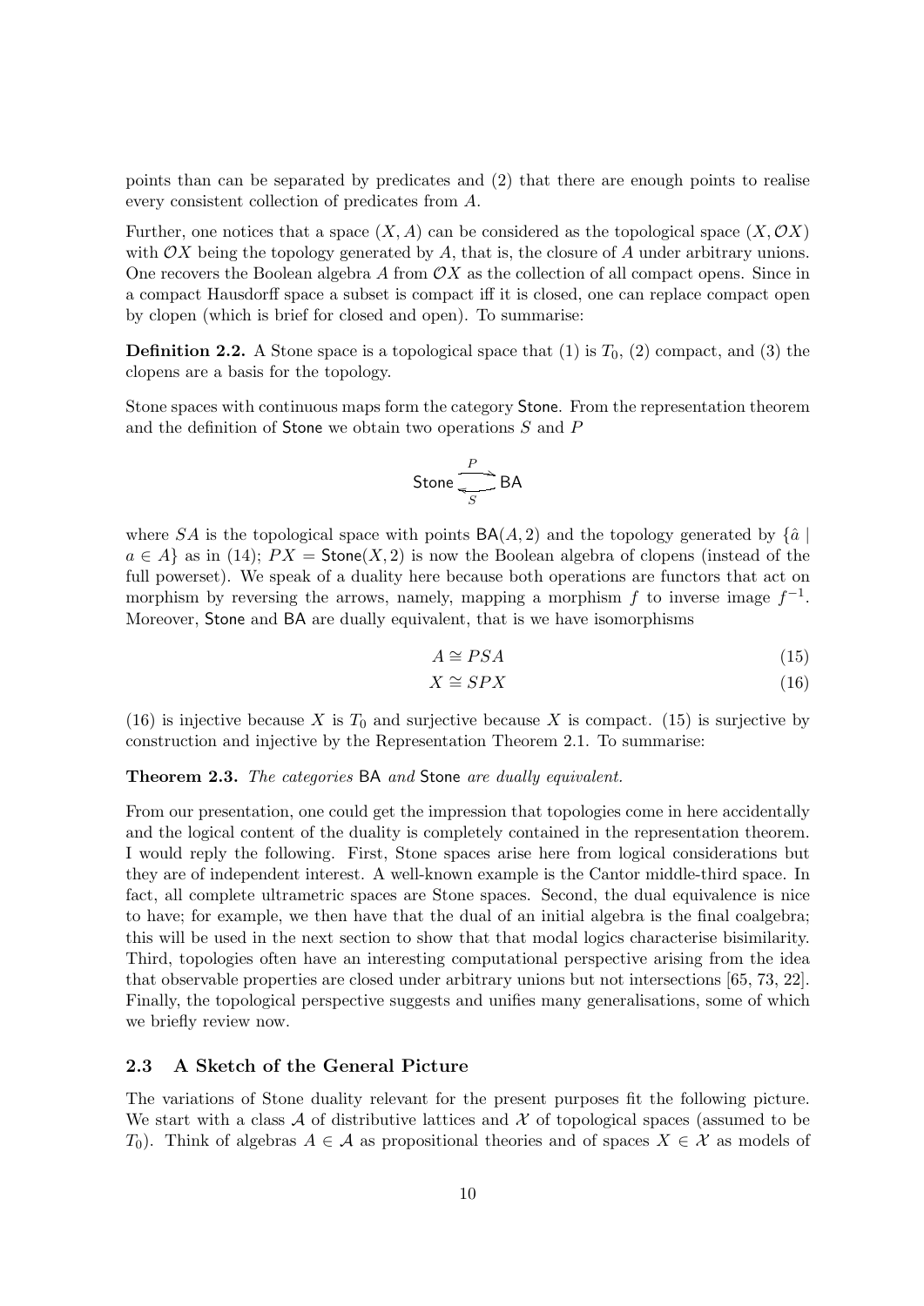points than can be separated by predicates and (2) that there are enough points to realise every consistent collection of predicates from $A$.

Further, one notices that a space $(X, A)$ can be considered as the topological space $(X, \mathcal{O}X)$ with $\mathcal{O}X$ being the topology generated by $A$, that is, the closure of $A$ under arbitrary unions. One recovers the Boolean algebra $A$ from $\mathcal{O}X$ as the collection of all compact opens. Since in a compact Hausdorff space a subset is compact iff it is closed, one can replace compact open by clopen (which is brief for closed and open). To summarise:

**Definition 2.2.** A Stone space is a topological space that (1) is $T_0$, (2) compact, and (3) the clopens are a basis for the topology.

Stone spaces with continuous maps form the category Stone. From the representation theorem and the definition of Stone we obtain two operations $S$ and $P$

$$\mathsf{Stone} \underset{S}{\overset{P}{\rightleftarrows}} \mathsf{BA}$$

where $SA$ is the topological space with points $\mathsf{BA}(A, 2)$ and the topology generated by $\{\hat{a} \mid a \in A\}$ as in (14); $PX = \mathsf{Stone}(X, 2)$ is now the Boolean algebra of clopens (instead of the full powerset). We speak of a duality here because both operations are functors that act on morphism by reversing the arrows, namely, mapping a morphism $f$ to inverse image $f^{-1}$. Moreover, Stone and BA are dually equivalent, that is we have isomorphisms

$$A \cong PSA \tag{15}$$

$$X \cong SPX \tag{16}$$

(16) is injective because $X$ is $T_0$ and surjective because $X$ is compact. (15) is surjective by construction and injective by the Representation Theorem 2.1. To summarise:

**Theorem 2.3.** *The categories* BA *and* Stone *are dually equivalent.*

From our presentation, one could get the impression that topologies come in here accidentally and the logical content of the duality is completely contained in the representation theorem. I would reply the following. First, Stone spaces arise here from logical considerations but they are of independent interest. A well-known example is the Cantor middle-third space. In fact, all complete ultrametric spaces are Stone spaces. Second, the dual equivalence is nice to have; for example, we then have that the dual of an initial algebra is the final coalgebra; this will be used in the next section to show that that modal logics characterise bisimilarity. Third, topologies often have an interesting computational perspective arising from the idea that observable properties are closed under arbitrary unions but not intersections [65, 73, 22]. Finally, the topological perspective suggests and unifies many generalisations, some of which we briefly review now.

### 2.3 A Sketch of the General Picture

The variations of Stone duality relevant for the present purposes fit the following picture. We start with a class $\mathcal{A}$ of distributive lattices and $\mathcal{X}$ of topological spaces (assumed to be $T_0$). Think of algebras $A \in \mathcal{A}$ as propositional theories and of spaces $X \in \mathcal{X}$ as models of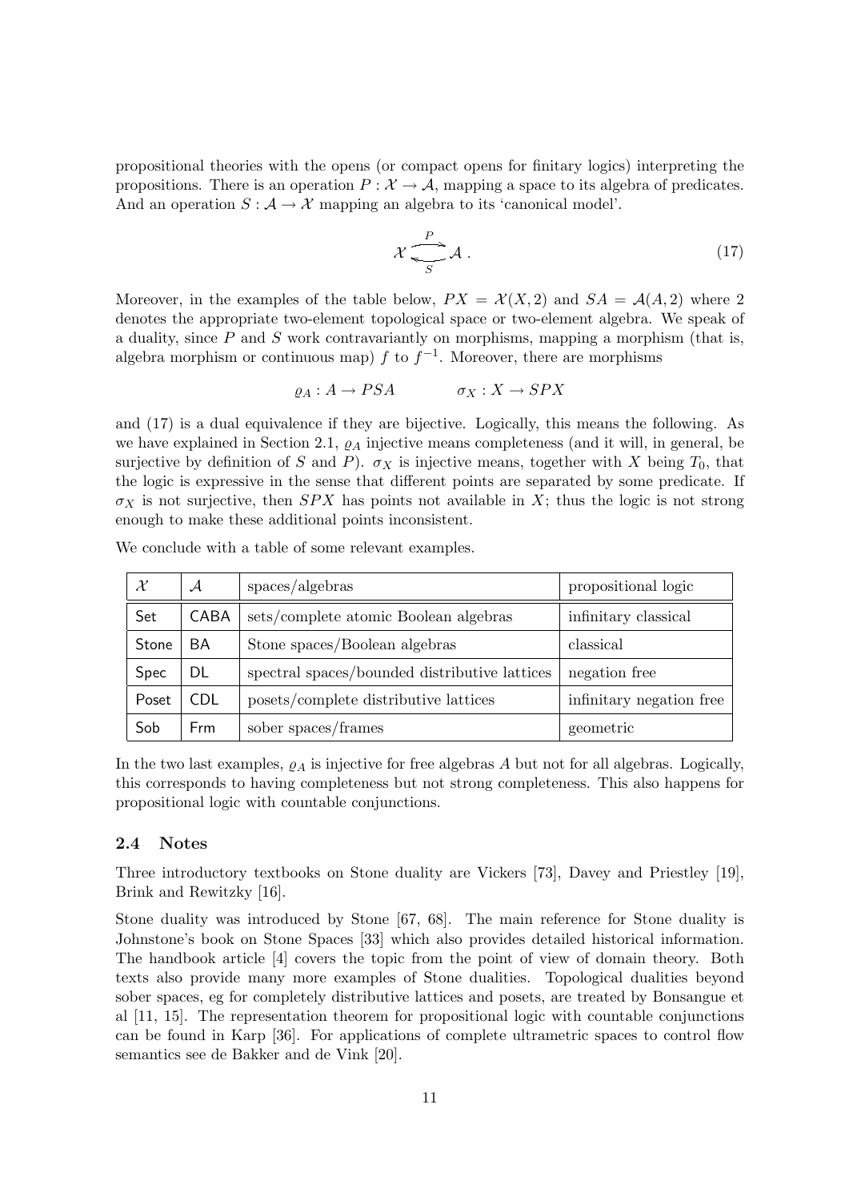propositional theories with the opens (or compact opens for finitary logics) interpreting the propositions. There is an operation $P : \mathcal{X} \to \mathcal{A}$, mapping a space to its algebra of predicates. And an operation $S : \mathcal{A} \to \mathcal{X}$ mapping an algebra to its 'canonical model'.

$$\mathcal{X} \underset{S}{\overset{P}{\rightleftarrows}} \mathcal{A} \,. \tag{17}$$

Moreover, in the examples of the table below, $PX = \mathcal{X}(X, 2)$ and $SA = \mathcal{A}(A, 2)$ where 2 denotes the appropriate two-element topological space or two-element algebra. We speak of a duality, since $P$ and $S$ work contravariantly on morphisms, mapping a morphism (that is, algebra morphism or continuous map) $f$ to $f^{-1}$. Moreover, there are morphisms

$$\varrho_A : A \to PSA \qquad\qquad \sigma_X : X \to SPX$$

and (17) is a dual equivalence if they are bijective. Logically, this means the following. As we have explained in Section 2.1, $\varrho_A$ injective means completeness (and it will, in general, be surjective by definition of $S$ and $P$). $\sigma_X$ is injective means, together with $X$ being $T_0$, that the logic is expressive in the sense that different points are separated by some predicate. If $\sigma_X$ is not surjective, then $SPX$ has points not available in $X$; thus the logic is not strong enough to make these additional points inconsistent.

We conclude with a table of some relevant examples.

| $\mathcal{X}$ | $\mathcal{A}$ | spaces/algebras | propositional logic |
|---|---|---|---|
| Set | CABA | sets/complete atomic Boolean algebras | infinitary classical |
| Stone | BA | Stone spaces/Boolean algebras | classical |
| Spec | DL | spectral spaces/bounded distributive lattices | negation free |
| Poset | CDL | posets/complete distributive lattices | infinitary negation free |
| Sob | Frm | sober spaces/frames | geometric |

In the two last examples, $\varrho_A$ is injective for free algebras $A$ but not for all algebras. Logically, this corresponds to having completeness but not strong completeness. This also happens for propositional logic with countable conjunctions.

### 2.4 Notes

Three introductory textbooks on Stone duality are Vickers [73], Davey and Priestley [19], Brink and Rewitzky [16].

Stone duality was introduced by Stone [67, 68]. The main reference for Stone duality is Johnstone's book on Stone Spaces [33] which also provides detailed historical information. The handbook article [4] covers the topic from the point of view of domain theory. Both texts also provide many more examples of Stone dualities. Topological dualities beyond sober spaces, eg for completely distributive lattices and posets, are treated by Bonsangue et al [11, 15]. The representation theorem for propositional logic with countable conjunctions can be found in Karp [36]. For applications of complete ultrametric spaces to control flow semantics see de Bakker and de Vink [20].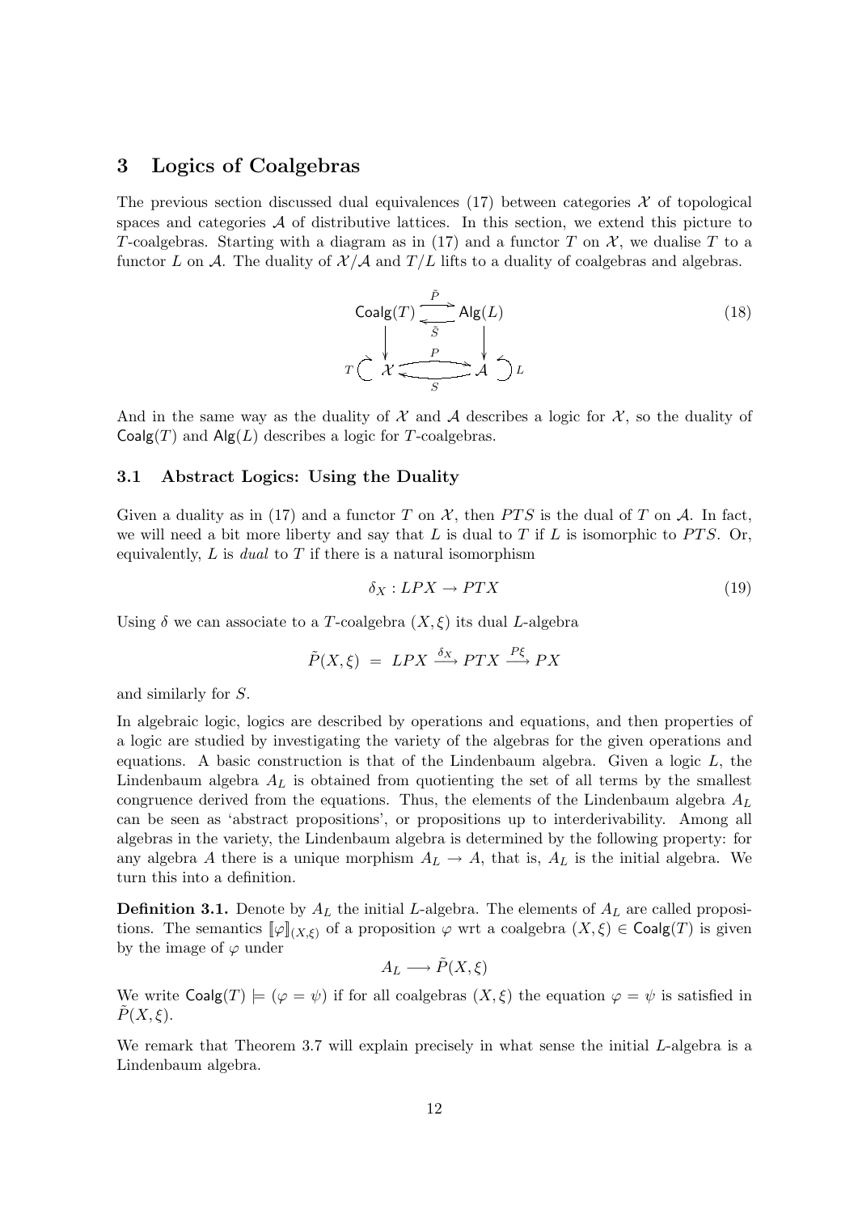## 3 Logics of Coalgebras

The previous section discussed dual equivalences (17) between categories $\mathcal{X}$ of topological spaces and categories $\mathcal{A}$ of distributive lattices. In this section, we extend this picture to $T$-coalgebras. Starting with a diagram as in (17) and a functor $T$ on $\mathcal{X}$, we dualise $T$ to a functor $L$ on $\mathcal{A}$. The duality of $\mathcal{X}/\mathcal{A}$ and $T/L$ lifts to a duality of coalgebras and algebras.

$$\begin{array}{ccc} \mathsf{Coalg}(T) & \underset{\tilde{S}}{\overset{\tilde{P}}{\rightleftarrows}} & \mathsf{Alg}(L) \\ \downarrow & & \downarrow \\ T \circlearrowright \mathcal{X} & \underset{S}{\overset{P}{\rightleftarrows}} & \mathcal{A} \circlearrowleft L \end{array} \tag{18}$$

And in the same way as the duality of $\mathcal{X}$ and $\mathcal{A}$ describes a logic for $\mathcal{X}$, so the duality of $\mathsf{Coalg}(T)$ and $\mathsf{Alg}(L)$ describes a logic for $T$-coalgebras.

### 3.1 Abstract Logics: Using the Duality

Given a duality as in (17) and a functor $T$ on $\mathcal{X}$, then $PTS$ is the dual of $T$ on $\mathcal{A}$. In fact, we will need a bit more liberty and say that $L$ is dual to $T$ if $L$ is isomorphic to $PTS$. Or, equivalently, $L$ is *dual* to $T$ if there is a natural isomorphism

$$\delta_X : LPX \to PTX \tag{19}$$

Using $\delta$ we can associate to a $T$-coalgebra $(X, \xi)$ its dual $L$-algebra

$$\tilde{P}(X, \xi) \; = \; LPX \xrightarrow{\delta_X} PTX \xrightarrow{P\xi} PX$$

and similarly for $S$.

In algebraic logic, logics are described by operations and equations, and then properties of a logic are studied by investigating the variety of the algebras for the given operations and equations. A basic construction is that of the Lindenbaum algebra. Given a logic $L$, the Lindenbaum algebra $A_L$ is obtained from quotienting the set of all terms by the smallest congruence derived from the equations. Thus, the elements of the Lindenbaum algebra $A_L$ can be seen as 'abstract propositions', or propositions up to interderivability. Among all algebras in the variety, the Lindenbaum algebra is determined by the following property: for any algebra $A$ there is a unique morphism $A_L \to A$, that is, $A_L$ is the initial algebra. We turn this into a definition.

**Definition 3.1.** Denote by $A_L$ the initial $L$-algebra. The elements of $A_L$ are called propositions. The semantics $[\![\varphi]\!]_{(X,\xi)}$ of a proposition $\varphi$ wrt a coalgebra $(X, \xi) \in \mathsf{Coalg}(T)$ is given by the image of $\varphi$ under

$$A_L \longrightarrow \tilde{P}(X, \xi)$$

We write $\mathsf{Coalg}(T) \models (\varphi = \psi)$ if for all coalgebras $(X, \xi)$ the equation $\varphi = \psi$ is satisfied in $\tilde{P}(X, \xi)$.

We remark that Theorem 3.7 will explain precisely in what sense the initial $L$-algebra is a Lindenbaum algebra.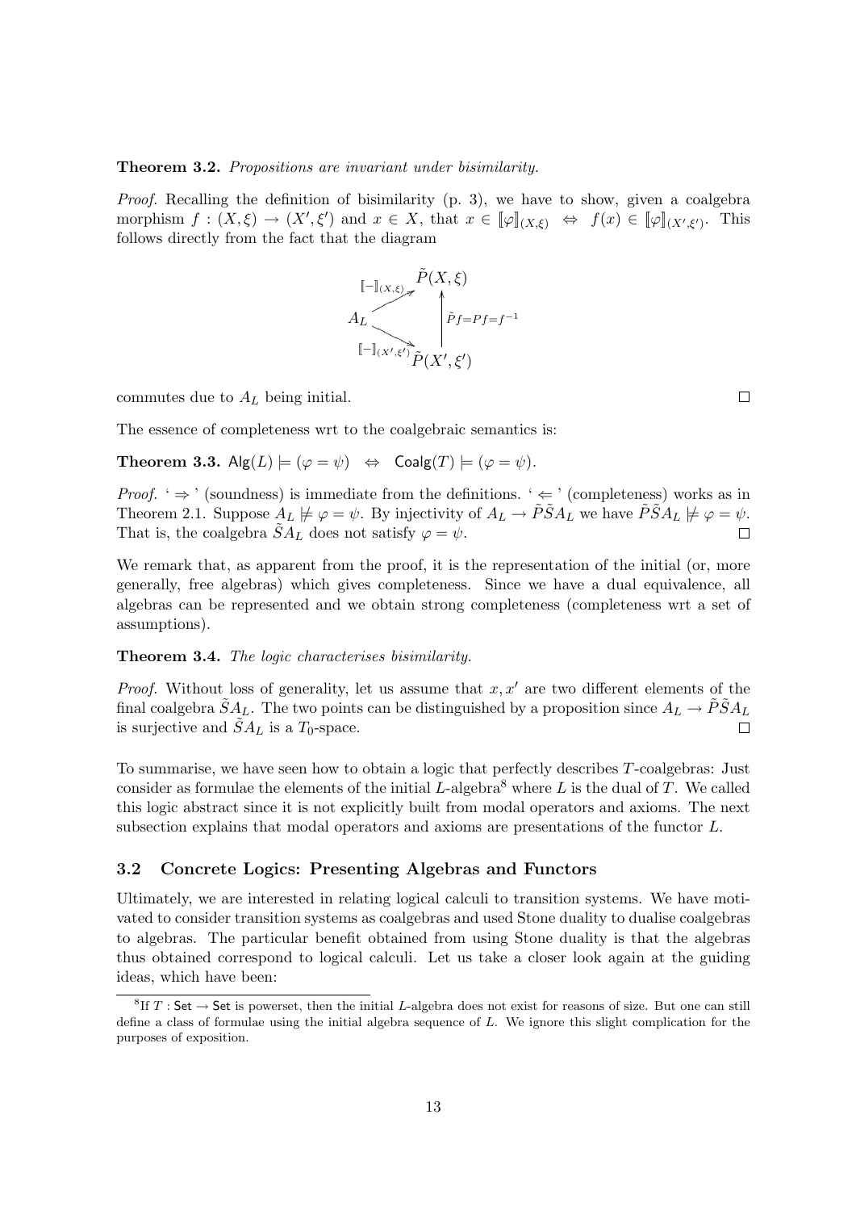**Theorem 3.2.** *Propositions are invariant under bisimilarity.*

*Proof.* Recalling the definition of bisimilarity (p. 3), we have to show, given a coalgebra morphism $f : (X, \xi) \to (X', \xi')$ and $x \in X$, that $x \in [\![\varphi]\!]_{(X,\xi)} \;\Leftrightarrow\; f(x) \in [\![\varphi]\!]_{(X',\xi')}$. This follows directly from the fact that the diagram

$$\begin{array}{ccc} & & \tilde{P}(X,\xi) \\ & \overset{[\![-]\!]_{(X,\xi)}}{\nearrow} & \uparrow {\scriptstyle \tilde{P}f = Pf = f^{-1}} \\ A_L & & \\ & \underset{[\![-]\!]_{(X',\xi')}}{\searrow} & \\ & & \tilde{P}(X',\xi') \end{array}$$

commutes due to $A_L$ being initial. $\square$

The essence of completeness wrt to the coalgebraic semantics is:

**Theorem 3.3.** $\mathsf{Alg}(L) \models (\varphi = \psi) \;\;\Leftrightarrow\;\; \mathsf{Coalg}(T) \models (\varphi = \psi)$.

*Proof.* '$\Rightarrow$' (soundness) is immediate from the definitions. '$\Leftarrow$' (completeness) works as in Theorem 2.1. Suppose $A_L \not\models \varphi = \psi$. By injectivity of $A_L \to \tilde{P}\tilde{S}A_L$ we have $\tilde{P}\tilde{S}A_L \not\models \varphi = \psi$. That is, the coalgebra $\tilde{S}A_L$ does not satisfy $\varphi = \psi$. $\square$

We remark that, as apparent from the proof, it is the representation of the initial (or, more generally, free algebras) which gives completeness. Since we have a dual equivalence, all algebras can be represented and we obtain strong completeness (completeness wrt a set of assumptions).

**Theorem 3.4.** *The logic characterises bisimilarity.*

*Proof.* Without loss of generality, let us assume that $x, x'$ are two different elements of the final coalgebra $\tilde{S}A_L$. The two points can be distinguished by a proposition since $A_L \to \tilde{P}\tilde{S}A_L$ is surjective and $\tilde{S}A_L$ is a $T_0$-space. $\square$

To summarise, we have seen how to obtain a logic that perfectly describes $T$-coalgebras: Just consider as formulae the elements of the initial $L$-algebra[8] where $L$ is the dual of $T$. We called this logic abstract since it is not explicitly built from modal operators and axioms. The next subsection explains that modal operators and axioms are presentations of the functor $L$.

## 3.2 Concrete Logics: Presenting Algebras and Functors

Ultimately, we are interested in relating logical calculi to transition systems. We have motivated to consider transition systems as coalgebras and used Stone duality to dualise coalgebras to algebras. The particular benefit obtained from using Stone duality is that the algebras thus obtained correspond to logical calculi. Let us take a closer look again at the guiding ideas, which have been:

[8] If $T : \mathsf{Set} \to \mathsf{Set}$ is powerset, then the initial $L$-algebra does not exist for reasons of size. But one can still define a class of formulae using the initial algebra sequence of $L$. We ignore this slight complication for the purposes of exposition.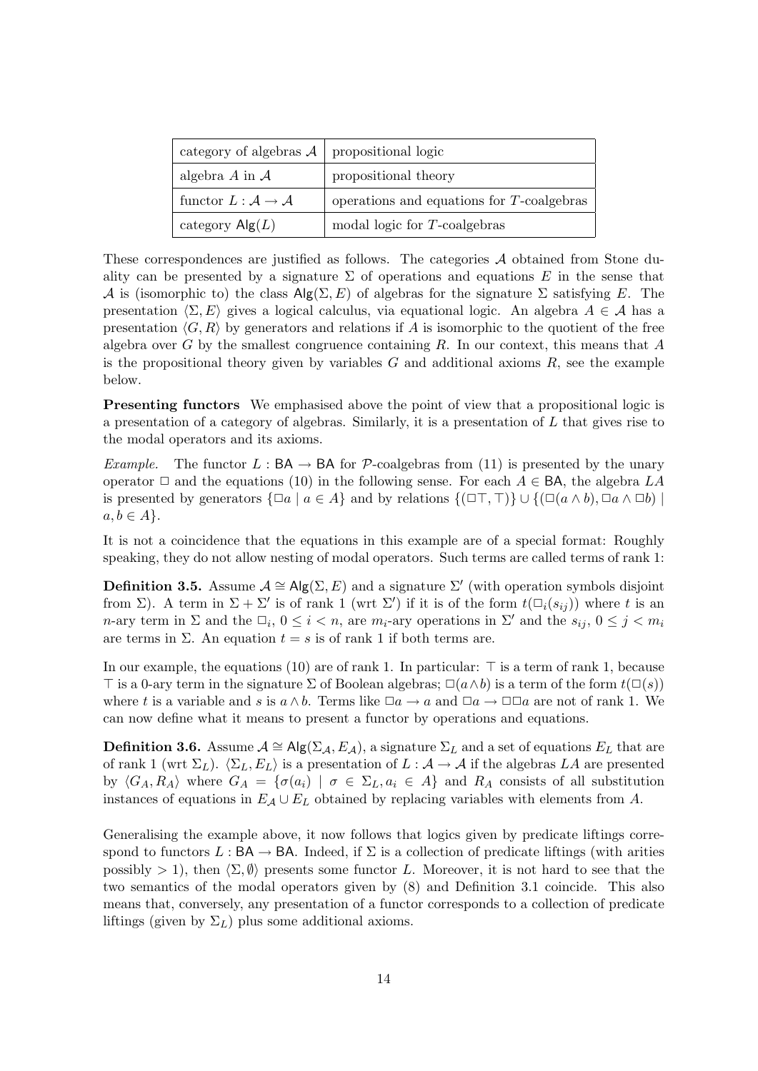| category of algebras $\mathcal{A}$ | propositional logic |
|---|---|
| algebra $A$ in $\mathcal{A}$ | propositional theory |
| functor $L : \mathcal{A} \to \mathcal{A}$ | operations and equations for $T$-coalgebras |
| category $\mathsf{Alg}(L)$ | modal logic for $T$-coalgebras |

These correspondences are justified as follows. The categories $\mathcal{A}$ obtained from Stone duality can be presented by a signature $\Sigma$ of operations and equations $E$ in the sense that $\mathcal{A}$ is (isomorphic to) the class $\mathsf{Alg}(\Sigma, E)$ of algebras for the signature $\Sigma$ satisfying $E$. The presentation $\langle \Sigma, E \rangle$ gives a logical calculus, via equational logic. An algebra $A \in \mathcal{A}$ has a presentation $\langle G, R \rangle$ by generators and relations if $A$ is isomorphic to the quotient of the free algebra over $G$ by the smallest congruence containing $R$. In our context, this means that $A$ is the propositional theory given by variables $G$ and additional axioms $R$, see the example below.

**Presenting functors** We emphasised above the point of view that a propositional logic is a presentation of a category of algebras. Similarly, it is a presentation of $L$ that gives rise to the modal operators and its axioms.

*Example.* The functor $L : \mathsf{BA} \to \mathsf{BA}$ for $\mathcal{P}$-coalgebras from (11) is presented by the unary operator $\Box$ and the equations (10) in the following sense. For each $A \in \mathsf{BA}$, the algebra $LA$ is presented by generators $\{\Box a \mid a \in A\}$ and by relations $\{(\Box\top, \top)\} \cup \{(\Box(a \wedge b), \Box a \wedge \Box b) \mid a, b \in A\}$.

It is not a coincidence that the equations in this example are of a special format: Roughly speaking, they do not allow nesting of modal operators. Such terms are called terms of rank 1:

**Definition 3.5.** Assume $\mathcal{A} \cong \mathsf{Alg}(\Sigma, E)$ and a signature $\Sigma'$ (with operation symbols disjoint from $\Sigma$). A term in $\Sigma + \Sigma'$ is of rank 1 (wrt $\Sigma'$) if it is of the form $t(\Box_i(s_{ij}))$ where $t$ is an $n$-ary term in $\Sigma$ and the $\Box_i$, $0 \leq i < n$, are $m_i$-ary operations in $\Sigma'$ and the $s_{ij}$, $0 \leq j < m_i$ are terms in $\Sigma$. An equation $t = s$ is of rank 1 if both terms are.

In our example, the equations (10) are of rank 1. In particular: $\top$ is a term of rank 1, because $\top$ is a 0-ary term in the signature $\Sigma$ of Boolean algebras; $\Box(a \wedge b)$ is a term of the form $t(\Box(s))$ where $t$ is a variable and $s$ is $a \wedge b$. Terms like $\Box a \to a$ and $\Box a \to \Box\Box a$ are not of rank 1. We can now define what it means to present a functor by operations and equations.

**Definition 3.6.** Assume $\mathcal{A} \cong \mathsf{Alg}(\Sigma_{\mathcal{A}}, E_{\mathcal{A}})$, a signature $\Sigma_L$ and a set of equations $E_L$ that are of rank 1 (wrt $\Sigma_L$). $\langle \Sigma_L, E_L \rangle$ is a presentation of $L : \mathcal{A} \to \mathcal{A}$ if the algebras $LA$ are presented by $\langle G_A, R_A \rangle$ where $G_A = \{\sigma(a_i) \mid \sigma \in \Sigma_L, a_i \in A\}$ and $R_A$ consists of all substitution instances of equations in $E_{\mathcal{A}} \cup E_L$ obtained by replacing variables with elements from $A$.

Generalising the example above, it now follows that logics given by predicate liftings correspond to functors $L : \mathsf{BA} \to \mathsf{BA}$. Indeed, if $\Sigma$ is a collection of predicate liftings (with arities possibly $> 1$), then $\langle \Sigma, \emptyset \rangle$ presents some functor $L$. Moreover, it is not hard to see that the two semantics of the modal operators given by (8) and Definition 3.1 coincide. This also means that, conversely, any presentation of a functor corresponds to a collection of predicate liftings (given by $\Sigma_L$) plus some additional axioms.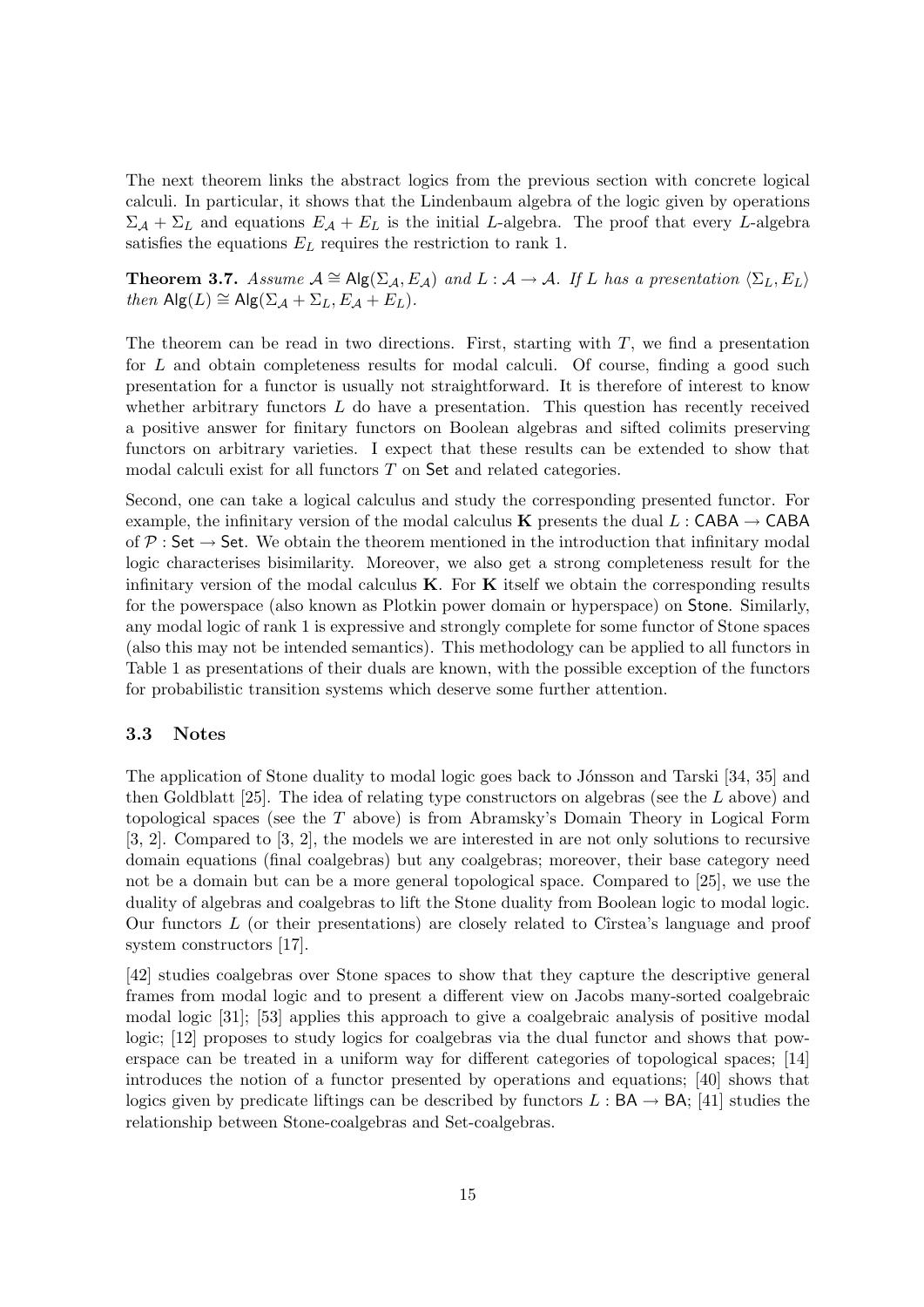The next theorem links the abstract logics from the previous section with concrete logical calculi. In particular, it shows that the Lindenbaum algebra of the logic given by operations $\Sigma_\mathcal{A} + \Sigma_L$ and equations $E_\mathcal{A} + E_L$ is the initial $L$-algebra. The proof that every $L$-algebra satisfies the equations $E_L$ requires the restriction to rank 1.

**Theorem 3.7.** *Assume $\mathcal{A} \cong \mathsf{Alg}(\Sigma_\mathcal{A}, E_\mathcal{A})$ and $L : \mathcal{A} \to \mathcal{A}$. If $L$ has a presentation $\langle \Sigma_L, E_L \rangle$ then $\mathsf{Alg}(L) \cong \mathsf{Alg}(\Sigma_\mathcal{A} + \Sigma_L, E_\mathcal{A} + E_L)$.*

The theorem can be read in two directions. First, starting with $T$, we find a presentation for $L$ and obtain completeness results for modal calculi. Of course, finding a good such presentation for a functor is usually not straightforward. It is therefore of interest to know whether arbitrary functors $L$ do have a presentation. This question has recently received a positive answer for finitary functors on Boolean algebras and sifted colimits preserving functors on arbitrary varieties. I expect that these results can be extended to show that modal calculi exist for all functors $T$ on $\mathsf{Set}$ and related categories.

Second, one can take a logical calculus and study the corresponding presented functor. For example, the infinitary version of the modal calculus $\mathbf{K}$ presents the dual $L : \mathsf{CABA} \to \mathsf{CABA}$ of $\mathcal{P} : \mathsf{Set} \to \mathsf{Set}$. We obtain the theorem mentioned in the introduction that infinitary modal logic characterises bisimilarity. Moreover, we also get a strong completeness result for the infinitary version of the modal calculus $\mathbf{K}$. For $\mathbf{K}$ itself we obtain the corresponding results for the powerspace (also known as Plotkin power domain or hyperspace) on $\mathsf{Stone}$. Similarly, any modal logic of rank 1 is expressive and strongly complete for some functor of Stone spaces (also this may not be intended semantics). This methodology can be applied to all functors in Table 1 as presentations of their duals are known, with the possible exception of the functors for probabilistic transition systems which deserve some further attention.

### 3.3 Notes

The application of Stone duality to modal logic goes back to Jónsson and Tarski [34, 35] and then Goldblatt [25]. The idea of relating type constructors on algebras (see the $L$ above) and topological spaces (see the $T$ above) is from Abramsky's Domain Theory in Logical Form [3, 2]. Compared to [3, 2], the models we are interested in are not only solutions to recursive domain equations (final coalgebras) but any coalgebras; moreover, their base category need not be a domain but can be a more general topological space. Compared to [25], we use the duality of algebras and coalgebras to lift the Stone duality from Boolean logic to modal logic. Our functors $L$ (or their presentations) are closely related to Cîrstea's language and proof system constructors [17].

[42] studies coalgebras over Stone spaces to show that they capture the descriptive general frames from modal logic and to present a different view on Jacobs many-sorted coalgebraic modal logic [31]; [53] applies this approach to give a coalgebraic analysis of positive modal logic; [12] proposes to study logics for coalgebras via the dual functor and shows that powerspace can be treated in a uniform way for different categories of topological spaces; [14] introduces the notion of a functor presented by operations and equations; [40] shows that logics given by predicate liftings can be described by functors $L : \mathsf{BA} \to \mathsf{BA}$; [41] studies the relationship between Stone-coalgebras and Set-coalgebras.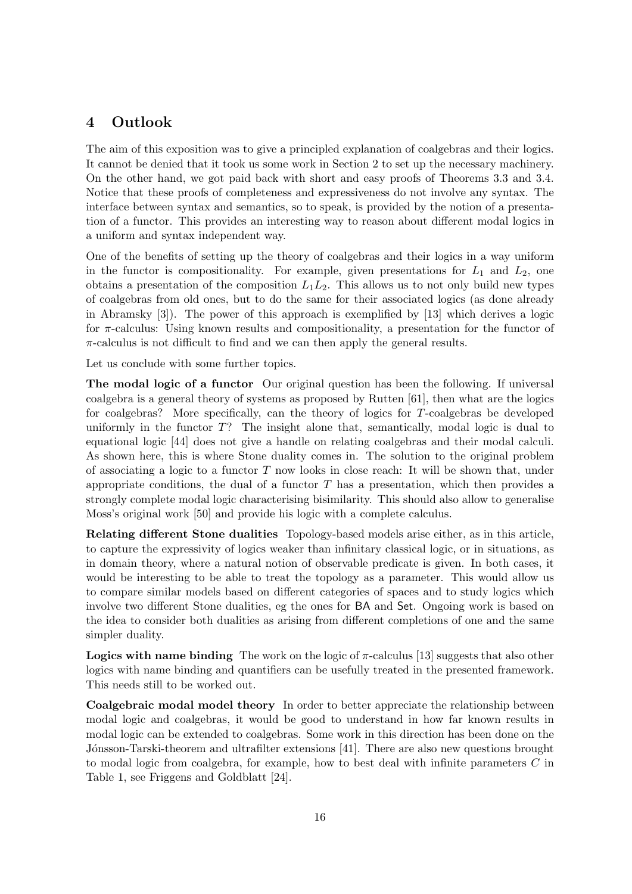## 4 Outlook

The aim of this exposition was to give a principled explanation of coalgebras and their logics. It cannot be denied that it took us some work in Section 2 to set up the necessary machinery. On the other hand, we got paid back with short and easy proofs of Theorems 3.3 and 3.4. Notice that these proofs of completeness and expressiveness do not involve any syntax. The interface between syntax and semantics, so to speak, is provided by the notion of a presentation of a functor. This provides an interesting way to reason about different modal logics in a uniform and syntax independent way.

One of the benefits of setting up the theory of coalgebras and their logics in a way uniform in the functor is compositionality. For example, given presentations for $L_1$ and $L_2$, one obtains a presentation of the composition $L_1 L_2$. This allows us to not only build new types of coalgebras from old ones, but to do the same for their associated logics (as done already in Abramsky [3]). The power of this approach is exemplified by [13] which derives a logic for $\pi$-calculus: Using known results and compositionality, a presentation for the functor of $\pi$-calculus is not difficult to find and we can then apply the general results.

Let us conclude with some further topics.

**The modal logic of a functor** Our original question has been the following. If universal coalgebra is a general theory of systems as proposed by Rutten [61], then what are the logics for coalgebras? More specifically, can the theory of logics for $T$-coalgebras be developed uniformly in the functor $T$? The insight alone that, semantically, modal logic is dual to equational logic [44] does not give a handle on relating coalgebras and their modal calculi. As shown here, this is where Stone duality comes in. The solution to the original problem of associating a logic to a functor $T$ now looks in close reach: It will be shown that, under appropriate conditions, the dual of a functor $T$ has a presentation, which then provides a strongly complete modal logic characterising bisimilarity. This should also allow to generalise Moss's original work [50] and provide his logic with a complete calculus.

**Relating different Stone dualities** Topology-based models arise either, as in this article, to capture the expressivity of logics weaker than infinitary classical logic, or in situations, as in domain theory, where a natural notion of observable predicate is given. In both cases, it would be interesting to be able to treat the topology as a parameter. This would allow us to compare similar models based on different categories of spaces and to study logics which involve two different Stone dualities, eg the ones for BA and Set. Ongoing work is based on the idea to consider both dualities as arising from different completions of one and the same simpler duality.

**Logics with name binding** The work on the logic of $\pi$-calculus [13] suggests that also other logics with name binding and quantifiers can be usefully treated in the presented framework. This needs still to be worked out.

**Coalgebraic modal model theory** In order to better appreciate the relationship between modal logic and coalgebras, it would be good to understand in how far known results in modal logic can be extended to coalgebras. Some work in this direction has been done on the Jónsson-Tarski-theorem and ultrafilter extensions [41]. There are also new questions brought to modal logic from coalgebra, for example, how to best deal with infinite parameters $C$ in Table 1, see Friggens and Goldblatt [24].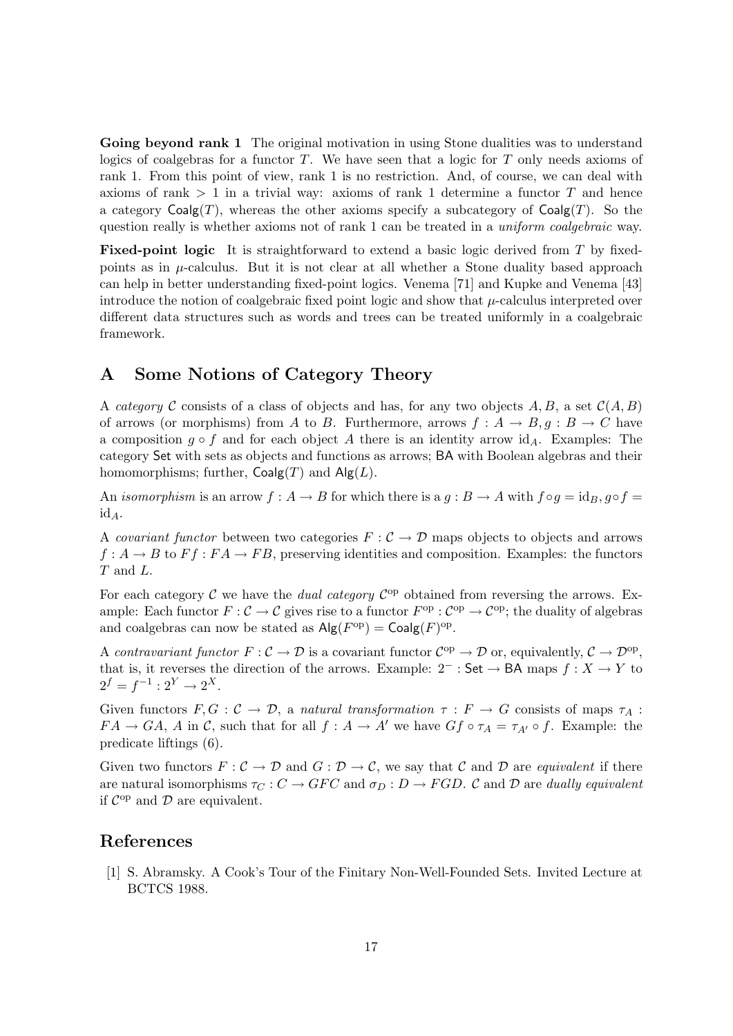**Going beyond rank 1** The original motivation in using Stone dualities was to understand logics of coalgebras for a functor $T$. We have seen that a logic for $T$ only needs axioms of rank 1. From this point of view, rank 1 is no restriction. And, of course, we can deal with axioms of rank $> 1$ in a trivial way: axioms of rank 1 determine a functor $T$ and hence a category $\mathsf{Coalg}(T)$, whereas the other axioms specify a subcategory of $\mathsf{Coalg}(T)$. So the question really is whether axioms not of rank 1 can be treated in a *uniform coalgebraic* way.

**Fixed-point logic** It is straightforward to extend a basic logic derived from $T$ by fixed-points as in $\mu$-calculus. But it is not clear at all whether a Stone duality based approach can help in better understanding fixed-point logics. Venema [71] and Kupke and Venema [43] introduce the notion of coalgebraic fixed point logic and show that $\mu$-calculus interpreted over different data structures such as words and trees can be treated uniformly in a coalgebraic framework.

## A Some Notions of Category Theory

A *category* $\mathcal{C}$ consists of a class of objects and has, for any two objects $A, B$, a set $\mathcal{C}(A, B)$ of arrows (or morphisms) from $A$ to $B$. Furthermore, arrows $f : A \to B, g : B \to C$ have a composition $g \circ f$ and for each object $A$ there is an identity arrow $\mathrm{id}_A$. Examples: The category $\mathsf{Set}$ with sets as objects and functions as arrows; $\mathsf{BA}$ with Boolean algebras and their homomorphisms; further, $\mathsf{Coalg}(T)$ and $\mathsf{Alg}(L)$.

An *isomorphism* is an arrow $f : A \to B$ for which there is a $g : B \to A$ with $f \circ g = \mathrm{id}_B, g \circ f = \mathrm{id}_A$.

A *covariant functor* between two categories $F : \mathcal{C} \to \mathcal{D}$ maps objects to objects and arrows $f : A \to B$ to $Ff : FA \to FB$, preserving identities and composition. Examples: the functors $T$ and $L$.

For each category $\mathcal{C}$ we have the *dual category* $\mathcal{C}^{\mathrm{op}}$ obtained from reversing the arrows. Example: Each functor $F : \mathcal{C} \to \mathcal{C}$ gives rise to a functor $F^{\mathrm{op}} : \mathcal{C}^{\mathrm{op}} \to \mathcal{C}^{\mathrm{op}}$; the duality of algebras and coalgebras can now be stated as $\mathsf{Alg}(F^{\mathrm{op}}) = \mathsf{Coalg}(F)^{\mathrm{op}}$.

A *contravariant functor* $F : \mathcal{C} \to \mathcal{D}$ is a covariant functor $\mathcal{C}^{\mathrm{op}} \to \mathcal{D}$ or, equivalently, $\mathcal{C} \to \mathcal{D}^{\mathrm{op}}$, that is, it reverses the direction of the arrows. Example: $2^{-} : \mathsf{Set} \to \mathsf{BA}$ maps $f : X \to Y$ to $2^f = f^{-1} : 2^Y \to 2^X$.

Given functors $F, G : \mathcal{C} \to \mathcal{D}$, a *natural transformation* $\tau : F \to G$ consists of maps $\tau_A : FA \to GA$, $A$ in $\mathcal{C}$, such that for all $f : A \to A'$ we have $Gf \circ \tau_A = \tau_{A'} \circ f$. Example: the predicate liftings (6).

Given two functors $F : \mathcal{C} \to \mathcal{D}$ and $G : \mathcal{D} \to \mathcal{C}$, we say that $\mathcal{C}$ and $\mathcal{D}$ are *equivalent* if there are natural isomorphisms $\tau_C : C \to GFC$ and $\sigma_D : D \to FGD$. $\mathcal{C}$ and $\mathcal{D}$ are *dually equivalent* if $\mathcal{C}^{\mathrm{op}}$ and $\mathcal{D}$ are equivalent.

## References

[1] S. Abramsky. A Cook's Tour of the Finitary Non-Well-Founded Sets. Invited Lecture at BCTCS 1988.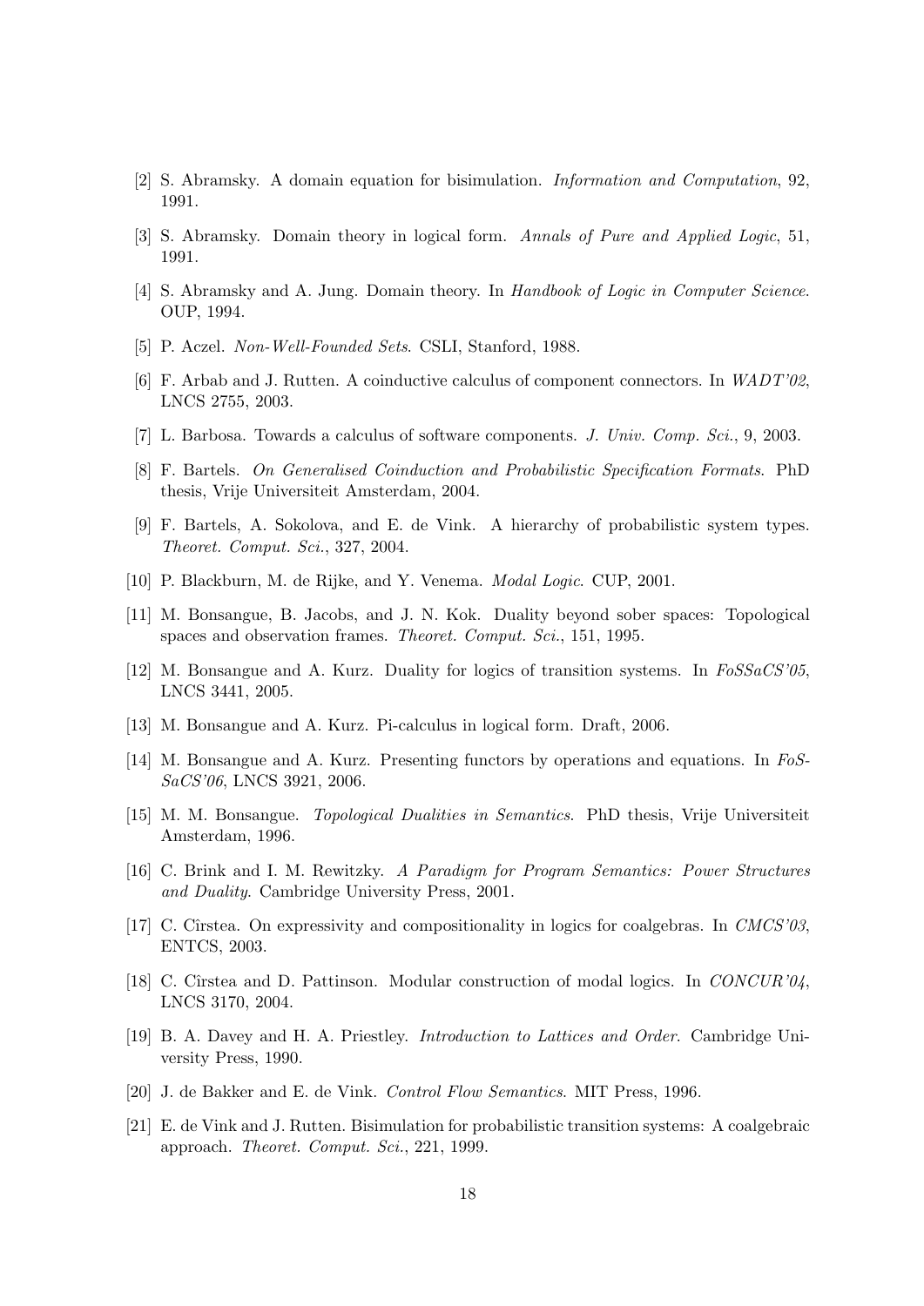[2] S. Abramsky. A domain equation for bisimulation. *Information and Computation*, 92, 1991.

[3] S. Abramsky. Domain theory in logical form. *Annals of Pure and Applied Logic*, 51, 1991.

[4] S. Abramsky and A. Jung. Domain theory. In *Handbook of Logic in Computer Science*. OUP, 1994.

[5] P. Aczel. *Non-Well-Founded Sets*. CSLI, Stanford, 1988.

[6] F. Arbab and J. Rutten. A coinductive calculus of component connectors. In *WADT'02*, LNCS 2755, 2003.

[7] L. Barbosa. Towards a calculus of software components. *J. Univ. Comp. Sci.*, 9, 2003.

[8] F. Bartels. *On Generalised Coinduction and Probabilistic Specification Formats*. PhD thesis, Vrije Universiteit Amsterdam, 2004.

[9] F. Bartels, A. Sokolova, and E. de Vink. A hierarchy of probabilistic system types. *Theoret. Comput. Sci.*, 327, 2004.

[10] P. Blackburn, M. de Rijke, and Y. Venema. *Modal Logic*. CUP, 2001.

[11] M. Bonsangue, B. Jacobs, and J. N. Kok. Duality beyond sober spaces: Topological spaces and observation frames. *Theoret. Comput. Sci.*, 151, 1995.

[12] M. Bonsangue and A. Kurz. Duality for logics of transition systems. In *FoSSaCS'05*, LNCS 3441, 2005.

[13] M. Bonsangue and A. Kurz. Pi-calculus in logical form. Draft, 2006.

[14] M. Bonsangue and A. Kurz. Presenting functors by operations and equations. In *FoSSaCS'06*, LNCS 3921, 2006.

[15] M. M. Bonsangue. *Topological Dualities in Semantics*. PhD thesis, Vrije Universiteit Amsterdam, 1996.

[16] C. Brink and I. M. Rewitzky. *A Paradigm for Program Semantics: Power Structures and Duality*. Cambridge University Press, 2001.

[17] C. Cîrstea. On expressivity and compositionality in logics for coalgebras. In *CMCS'03*, ENTCS, 2003.

[18] C. Cîrstea and D. Pattinson. Modular construction of modal logics. In *CONCUR'04*, LNCS 3170, 2004.

[19] B. A. Davey and H. A. Priestley. *Introduction to Lattices and Order*. Cambridge University Press, 1990.

[20] J. de Bakker and E. de Vink. *Control Flow Semantics*. MIT Press, 1996.

[21] E. de Vink and J. Rutten. Bisimulation for probabilistic transition systems: A coalgebraic approach. *Theoret. Comput. Sci.*, 221, 1999.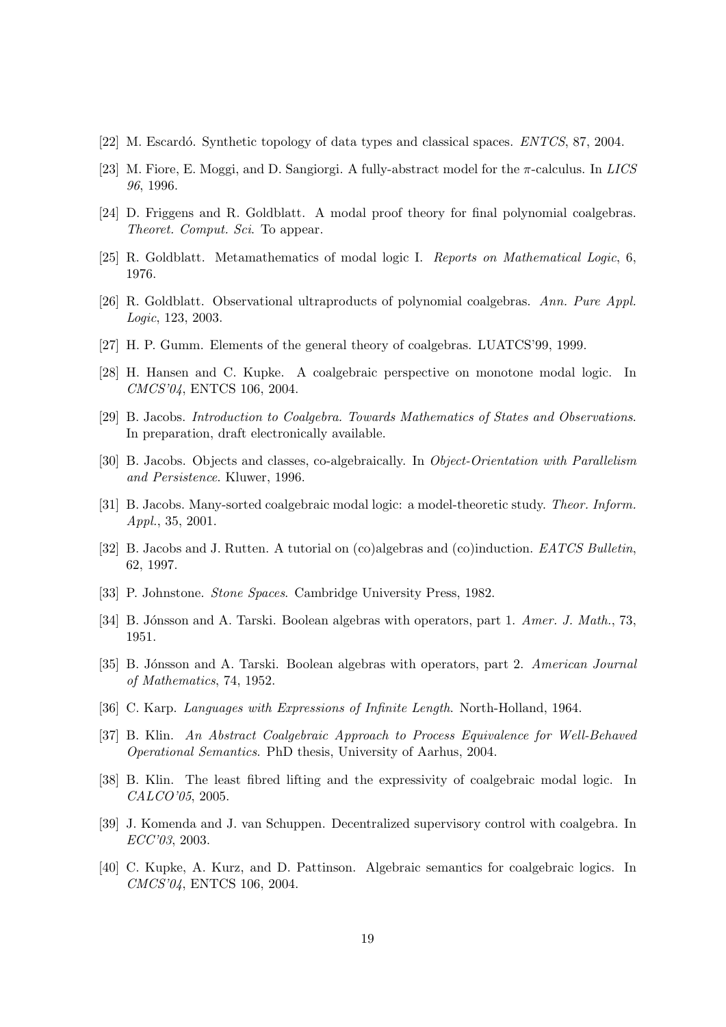[22] M. Escardó. Synthetic topology of data types and classical spaces. *ENTCS*, 87, 2004.

[23] M. Fiore, E. Moggi, and D. Sangiorgi. A fully-abstract model for the $\pi$-calculus. In *LICS 96*, 1996.

[24] D. Friggens and R. Goldblatt. A modal proof theory for final polynomial coalgebras. *Theoret. Comput. Sci*. To appear.

[25] R. Goldblatt. Metamathematics of modal logic I. *Reports on Mathematical Logic*, 6, 1976.

[26] R. Goldblatt. Observational ultraproducts of polynomial coalgebras. *Ann. Pure Appl. Logic*, 123, 2003.

[27] H. P. Gumm. Elements of the general theory of coalgebras. LUATCS'99, 1999.

[28] H. Hansen and C. Kupke. A coalgebraic perspective on monotone modal logic. In *CMCS'04*, ENTCS 106, 2004.

[29] B. Jacobs. *Introduction to Coalgebra. Towards Mathematics of States and Observations*. In preparation, draft electronically available.

[30] B. Jacobs. Objects and classes, co-algebraically. In *Object-Orientation with Parallelism and Persistence*. Kluwer, 1996.

[31] B. Jacobs. Many-sorted coalgebraic modal logic: a model-theoretic study. *Theor. Inform. Appl.*, 35, 2001.

[32] B. Jacobs and J. Rutten. A tutorial on (co)algebras and (co)induction. *EATCS Bulletin*, 62, 1997.

[33] P. Johnstone. *Stone Spaces*. Cambridge University Press, 1982.

[34] B. Jónsson and A. Tarski. Boolean algebras with operators, part 1. *Amer. J. Math.*, 73, 1951.

[35] B. Jónsson and A. Tarski. Boolean algebras with operators, part 2. *American Journal of Mathematics*, 74, 1952.

[36] C. Karp. *Languages with Expressions of Infinite Length*. North-Holland, 1964.

[37] B. Klin. *An Abstract Coalgebraic Approach to Process Equivalence for Well-Behaved Operational Semantics*. PhD thesis, University of Aarhus, 2004.

[38] B. Klin. The least fibred lifting and the expressivity of coalgebraic modal logic. In *CALCO'05*, 2005.

[39] J. Komenda and J. van Schuppen. Decentralized supervisory control with coalgebra. In *ECC'03*, 2003.

[40] C. Kupke, A. Kurz, and D. Pattinson. Algebraic semantics for coalgebraic logics. In *CMCS'04*, ENTCS 106, 2004.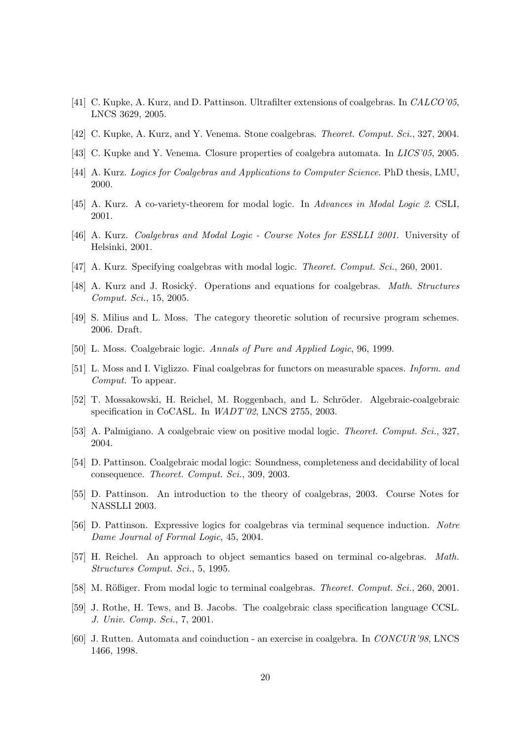[41] C. Kupke, A. Kurz, and D. Pattinson. Ultrafilter extensions of coalgebras. In *CALCO'05*, LNCS 3629, 2005.

[42] C. Kupke, A. Kurz, and Y. Venema. Stone coalgebras. *Theoret. Comput. Sci.*, 327, 2004.

[43] C. Kupke and Y. Venema. Closure properties of coalgebra automata. In *LICS'05*, 2005.

[44] A. Kurz. *Logics for Coalgebras and Applications to Computer Science*. PhD thesis, LMU, 2000.

[45] A. Kurz. A co-variety-theorem for modal logic. In *Advances in Modal Logic 2*. CSLI, 2001.

[46] A. Kurz. *Coalgebras and Modal Logic - Course Notes for ESSLLI 2001*. University of Helsinki, 2001.

[47] A. Kurz. Specifying coalgebras with modal logic. *Theoret. Comput. Sci.*, 260, 2001.

[48] A. Kurz and J. Rosický. Operations and equations for coalgebras. *Math. Structures Comput. Sci.*, 15, 2005.

[49] S. Milius and L. Moss. The category theoretic solution of recursive program schemes. 2006. Draft.

[50] L. Moss. Coalgebraic logic. *Annals of Pure and Applied Logic*, 96, 1999.

[51] L. Moss and I. Viglizzo. Final coalgebras for functors on measurable spaces. *Inform. and Comput.* To appear.

[52] T. Mossakowski, H. Reichel, M. Roggenbach, and L. Schröder. Algebraic-coalgebraic specification in CoCASL. In *WADT'02*, LNCS 2755, 2003.

[53] A. Palmigiano. A coalgebraic view on positive modal logic. *Theoret. Comput. Sci.*, 327, 2004.

[54] D. Pattinson. Coalgebraic modal logic: Soundness, completeness and decidability of local consequence. *Theoret. Comput. Sci.*, 309, 2003.

[55] D. Pattinson. An introduction to the theory of coalgebras, 2003. Course Notes for NASSLLI 2003.

[56] D. Pattinson. Expressive logics for coalgebras via terminal sequence induction. *Notre Dame Journal of Formal Logic*, 45, 2004.

[57] H. Reichel. An approach to object semantics based on terminal co-algebras. *Math. Structures Comput. Sci.*, 5, 1995.

[58] M. Rößiger. From modal logic to terminal coalgebras. *Theoret. Comput. Sci.*, 260, 2001.

[59] J. Rothe, H. Tews, and B. Jacobs. The coalgebraic class specification language CCSL. *J. Univ. Comp. Sci.*, 7, 2001.

[60] J. Rutten. Automata and coinduction - an exercise in coalgebra. In *CONCUR'98*, LNCS 1466, 1998.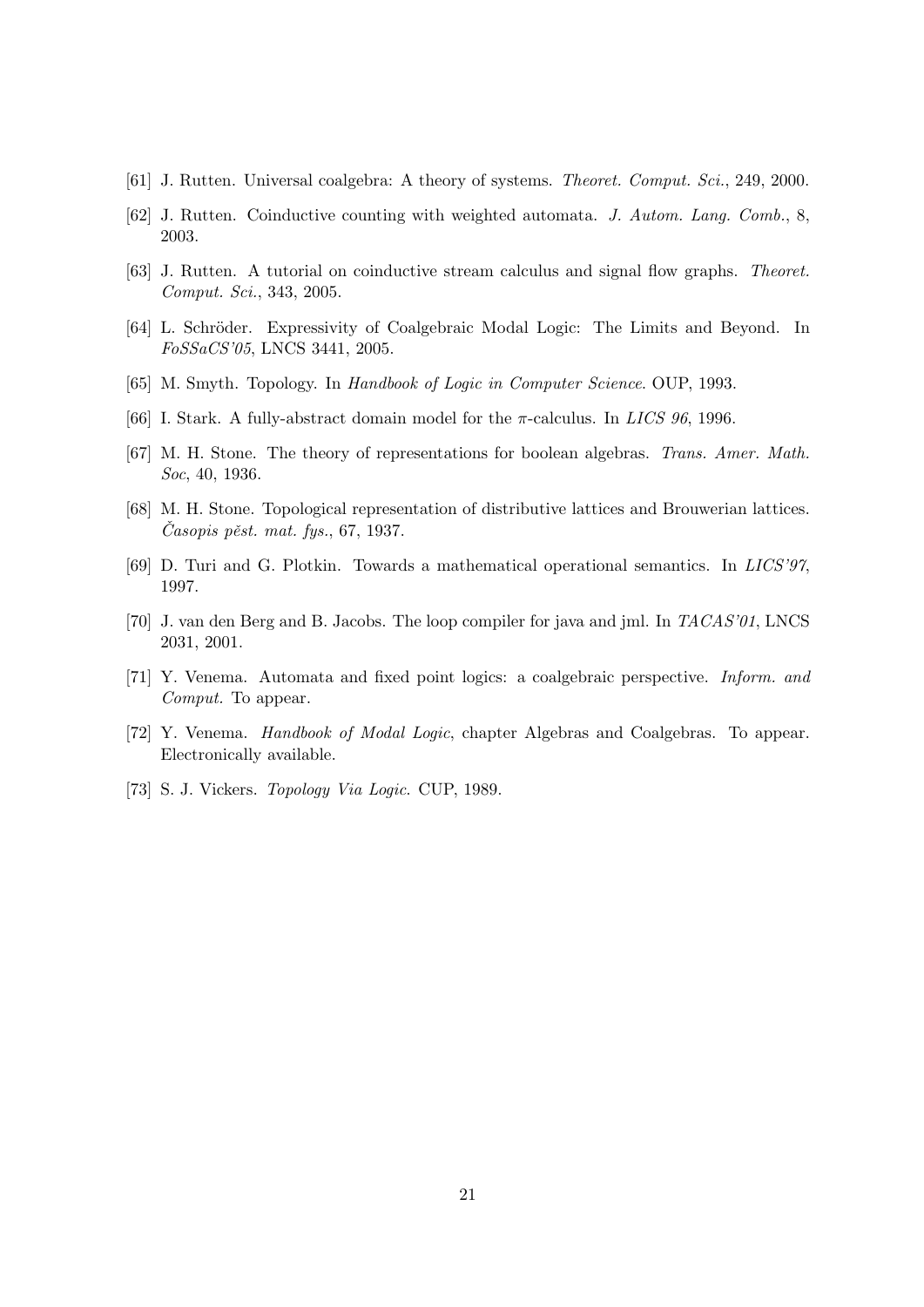[61] J. Rutten. Universal coalgebra: A theory of systems. *Theoret. Comput. Sci.*, 249, 2000.

[62] J. Rutten. Coinductive counting with weighted automata. *J. Autom. Lang. Comb.*, 8, 2003.

[63] J. Rutten. A tutorial on coinductive stream calculus and signal flow graphs. *Theoret. Comput. Sci.*, 343, 2005.

[64] L. Schröder. Expressivity of Coalgebraic Modal Logic: The Limits and Beyond. In *FoSSaCS'05*, LNCS 3441, 2005.

[65] M. Smyth. Topology. In *Handbook of Logic in Computer Science*. OUP, 1993.

[66] I. Stark. A fully-abstract domain model for the $\pi$-calculus. In *LICS 96*, 1996.

[67] M. H. Stone. The theory of representations for boolean algebras. *Trans. Amer. Math. Soc*, 40, 1936.

[68] M. H. Stone. Topological representation of distributive lattices and Brouwerian lattices. *Časopis pěst. mat. fys.*, 67, 1937.

[69] D. Turi and G. Plotkin. Towards a mathematical operational semantics. In *LICS'97*, 1997.

[70] J. van den Berg and B. Jacobs. The loop compiler for java and jml. In *TACAS'01*, LNCS 2031, 2001.

[71] Y. Venema. Automata and fixed point logics: a coalgebraic perspective. *Inform. and Comput.* To appear.

[72] Y. Venema. *Handbook of Modal Logic*, chapter Algebras and Coalgebras. To appear. Electronically available.

[73] S. J. Vickers. *Topology Via Logic*. CUP, 1989.